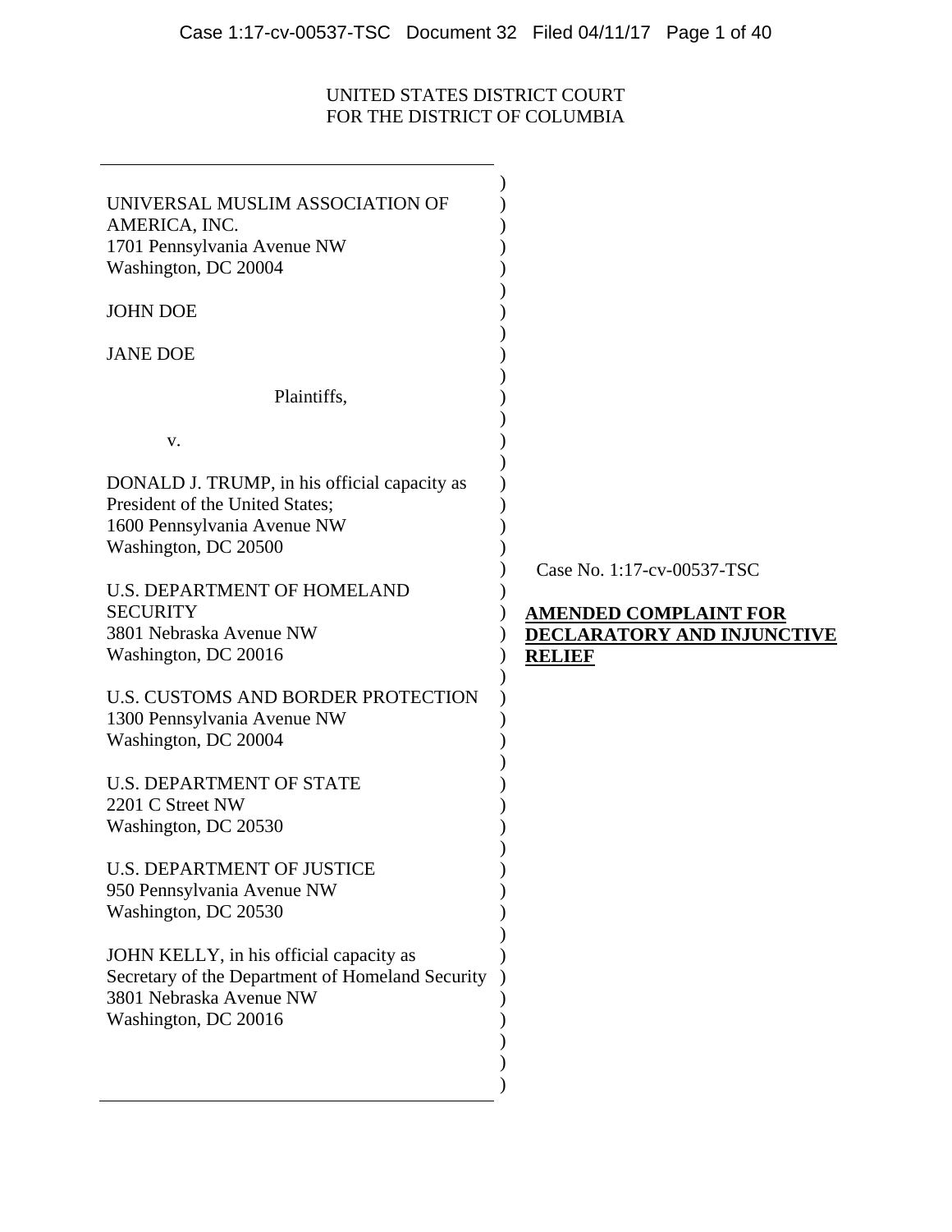UNITED STATES DISTRICT COURT
FOR THE DISTRICT OF COLUMBIA

UNIVERSAL MUSLIM ASSOCIATION OF AMERICA, INC.
1701 Pennsylvania Avenue NW
Washington, DC 20004

JOHN DOE

JANE DOE

Plaintiffs,

v.

DONALD J. TRUMP, in his official capacity as President of the United States;
1600 Pennsylvania Avenue NW
Washington, DC 20500

U.S. DEPARTMENT OF HOMELAND SECURITY
3801 Nebraska Avenue NW
Washington, DC 20016

U.S. CUSTOMS AND BORDER PROTECTION
1300 Pennsylvania Avenue NW
Washington, DC 20004

U.S. DEPARTMENT OF STATE
2201 C Street NW
Washington, DC 20530

U.S. DEPARTMENT OF JUSTICE
950 Pennsylvania Avenue NW
Washington, DC 20530

JOHN KELLY, in his official capacity as Secretary of the Department of Homeland Security
3801 Nebraska Avenue NW
Washington, DC 20016

Case No. 1:17-cv-00537-TSC

**AMENDED COMPLAINT FOR DECLARATORY AND INJUNCTIVE RELIEF**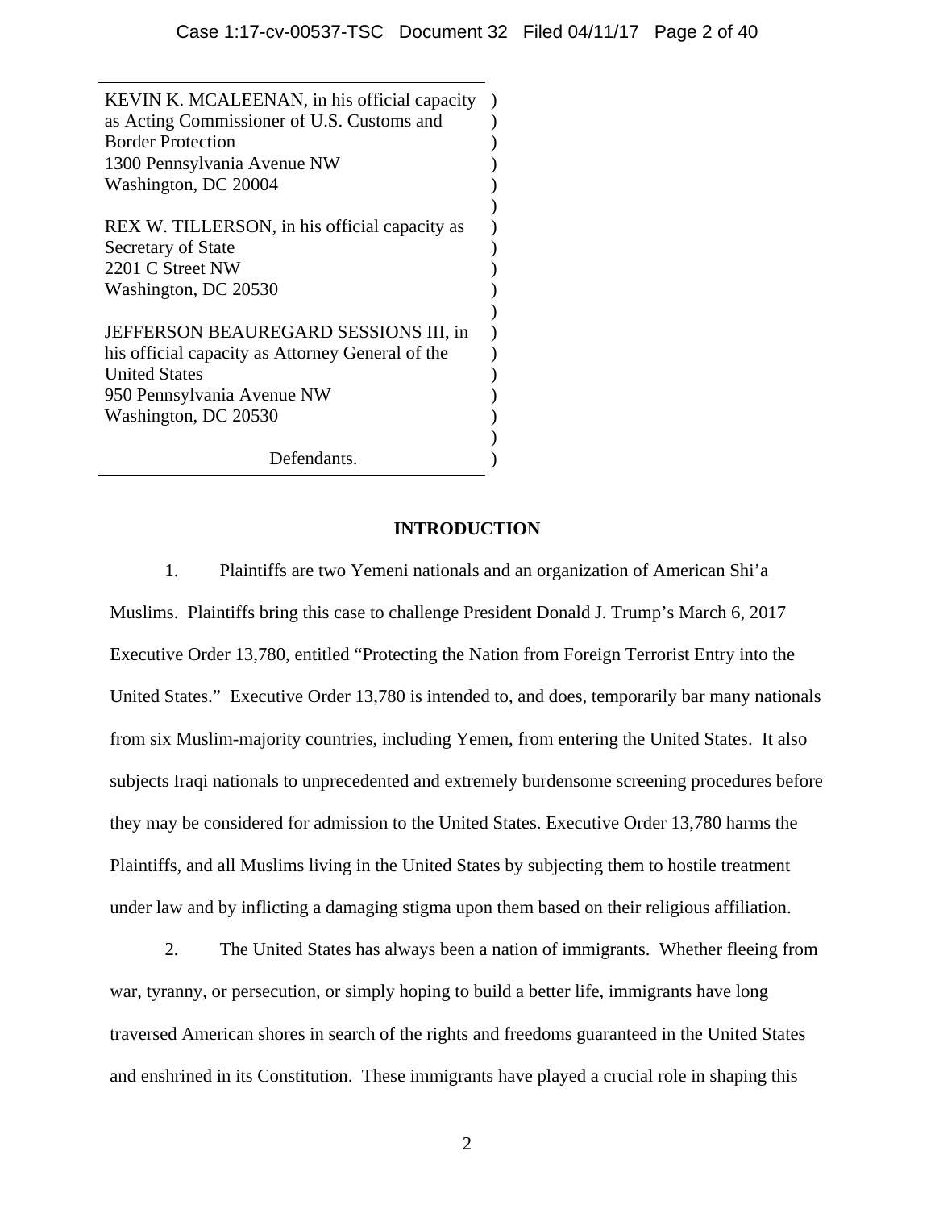KEVIN K. MCALEENAN, in his official capacity as Acting Commissioner of U.S. Customs and Border Protection
1300 Pennsylvania Avenue NW
Washington, DC 20004

REX W. TILLERSON, in his official capacity as Secretary of State
2201 C Street NW
Washington, DC 20530

JEFFERSON BEAUREGARD SESSIONS III, in his official capacity as Attorney General of the United States
950 Pennsylvania Avenue NW
Washington, DC 20530

Defendants.

## INTRODUCTION

1. Plaintiffs are two Yemeni nationals and an organization of American Shi'a Muslims. Plaintiffs bring this case to challenge President Donald J. Trump's March 6, 2017 Executive Order 13,780, entitled "Protecting the Nation from Foreign Terrorist Entry into the United States." Executive Order 13,780 is intended to, and does, temporarily bar many nationals from six Muslim-majority countries, including Yemen, from entering the United States. It also subjects Iraqi nationals to unprecedented and extremely burdensome screening procedures before they may be considered for admission to the United States. Executive Order 13,780 harms the Plaintiffs, and all Muslims living in the United States by subjecting them to hostile treatment under law and by inflicting a damaging stigma upon them based on their religious affiliation.

2. The United States has always been a nation of immigrants. Whether fleeing from war, tyranny, or persecution, or simply hoping to build a better life, immigrants have long traversed American shores in search of the rights and freedoms guaranteed in the United States and enshrined in its Constitution. These immigrants have played a crucial role in shaping this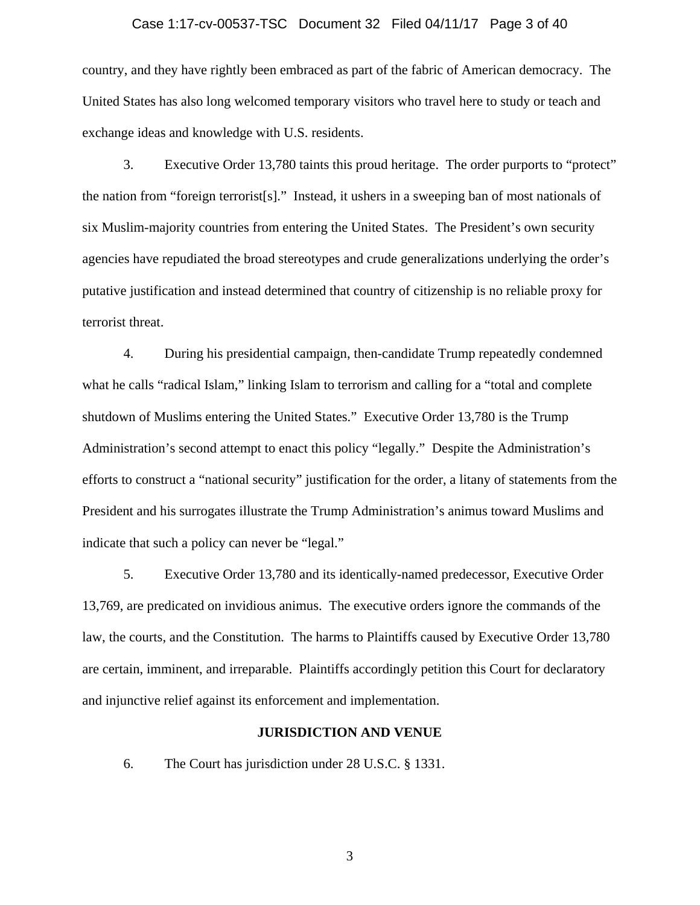country, and they have rightly been embraced as part of the fabric of American democracy. The United States has also long welcomed temporary visitors who travel here to study or teach and exchange ideas and knowledge with U.S. residents.

3. Executive Order 13,780 taints this proud heritage. The order purports to "protect" the nation from "foreign terrorist[s]." Instead, it ushers in a sweeping ban of most nationals of six Muslim-majority countries from entering the United States. The President's own security agencies have repudiated the broad stereotypes and crude generalizations underlying the order's putative justification and instead determined that country of citizenship is no reliable proxy for terrorist threat.

4. During his presidential campaign, then-candidate Trump repeatedly condemned what he calls "radical Islam," linking Islam to terrorism and calling for a "total and complete shutdown of Muslims entering the United States." Executive Order 13,780 is the Trump Administration's second attempt to enact this policy "legally." Despite the Administration's efforts to construct a "national security" justification for the order, a litany of statements from the President and his surrogates illustrate the Trump Administration's animus toward Muslims and indicate that such a policy can never be "legal."

5. Executive Order 13,780 and its identically-named predecessor, Executive Order 13,769, are predicated on invidious animus. The executive orders ignore the commands of the law, the courts, and the Constitution. The harms to Plaintiffs caused by Executive Order 13,780 are certain, imminent, and irreparable. Plaintiffs accordingly petition this Court for declaratory and injunctive relief against its enforcement and implementation.

## JURISDICTION AND VENUE

6. The Court has jurisdiction under 28 U.S.C. § 1331.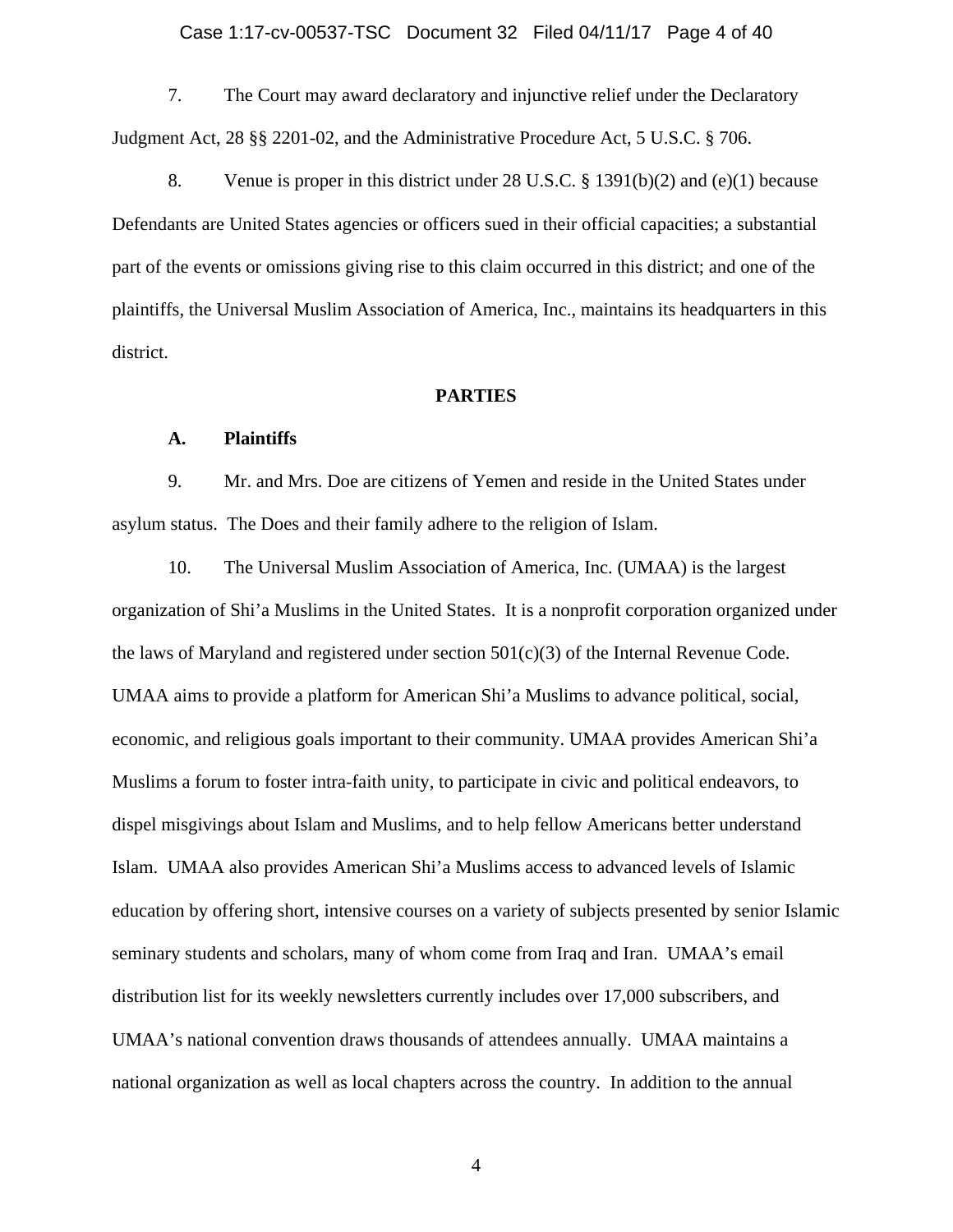7. The Court may award declaratory and injunctive relief under the Declaratory Judgment Act, 28 §§ 2201-02, and the Administrative Procedure Act, 5 U.S.C. § 706.

8. Venue is proper in this district under 28 U.S.C. § 1391(b)(2) and (e)(1) because Defendants are United States agencies or officers sued in their official capacities; a substantial part of the events or omissions giving rise to this claim occurred in this district; and one of the plaintiffs, the Universal Muslim Association of America, Inc., maintains its headquarters in this district.

## PARTIES

### A. Plaintiffs

9. Mr. and Mrs. Doe are citizens of Yemen and reside in the United States under asylum status. The Does and their family adhere to the religion of Islam.

10. The Universal Muslim Association of America, Inc. (UMAA) is the largest organization of Shi'a Muslims in the United States. It is a nonprofit corporation organized under the laws of Maryland and registered under section 501(c)(3) of the Internal Revenue Code. UMAA aims to provide a platform for American Shi'a Muslims to advance political, social, economic, and religious goals important to their community. UMAA provides American Shi'a Muslims a forum to foster intra-faith unity, to participate in civic and political endeavors, to dispel misgivings about Islam and Muslims, and to help fellow Americans better understand Islam. UMAA also provides American Shi'a Muslims access to advanced levels of Islamic education by offering short, intensive courses on a variety of subjects presented by senior Islamic seminary students and scholars, many of whom come from Iraq and Iran. UMAA's email distribution list for its weekly newsletters currently includes over 17,000 subscribers, and UMAA's national convention draws thousands of attendees annually. UMAA maintains a national organization as well as local chapters across the country. In addition to the annual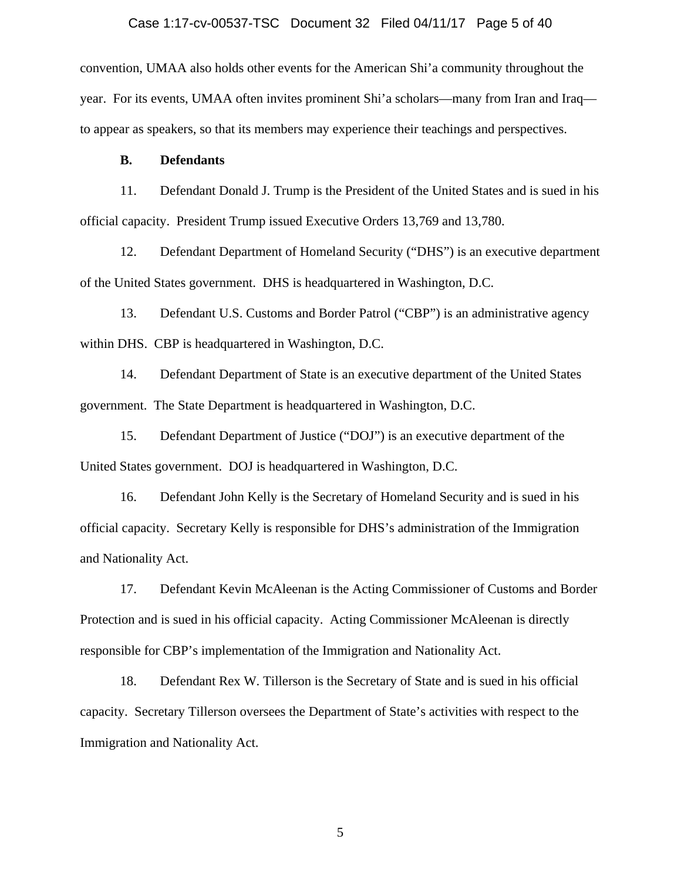convention, UMAA also holds other events for the American Shi'a community throughout the year. For its events, UMAA often invites prominent Shi'a scholars—many from Iran and Iraq—to appear as speakers, so that its members may experience their teachings and perspectives.

**B. Defendants**

11. Defendant Donald J. Trump is the President of the United States and is sued in his official capacity. President Trump issued Executive Orders 13,769 and 13,780.

12. Defendant Department of Homeland Security ("DHS") is an executive department of the United States government. DHS is headquartered in Washington, D.C.

13. Defendant U.S. Customs and Border Patrol ("CBP") is an administrative agency within DHS. CBP is headquartered in Washington, D.C.

14. Defendant Department of State is an executive department of the United States government. The State Department is headquartered in Washington, D.C.

15. Defendant Department of Justice ("DOJ") is an executive department of the United States government. DOJ is headquartered in Washington, D.C.

16. Defendant John Kelly is the Secretary of Homeland Security and is sued in his official capacity. Secretary Kelly is responsible for DHS's administration of the Immigration and Nationality Act.

17. Defendant Kevin McAleenan is the Acting Commissioner of Customs and Border Protection and is sued in his official capacity. Acting Commissioner McAleenan is directly responsible for CBP's implementation of the Immigration and Nationality Act.

18. Defendant Rex W. Tillerson is the Secretary of State and is sued in his official capacity. Secretary Tillerson oversees the Department of State's activities with respect to the Immigration and Nationality Act.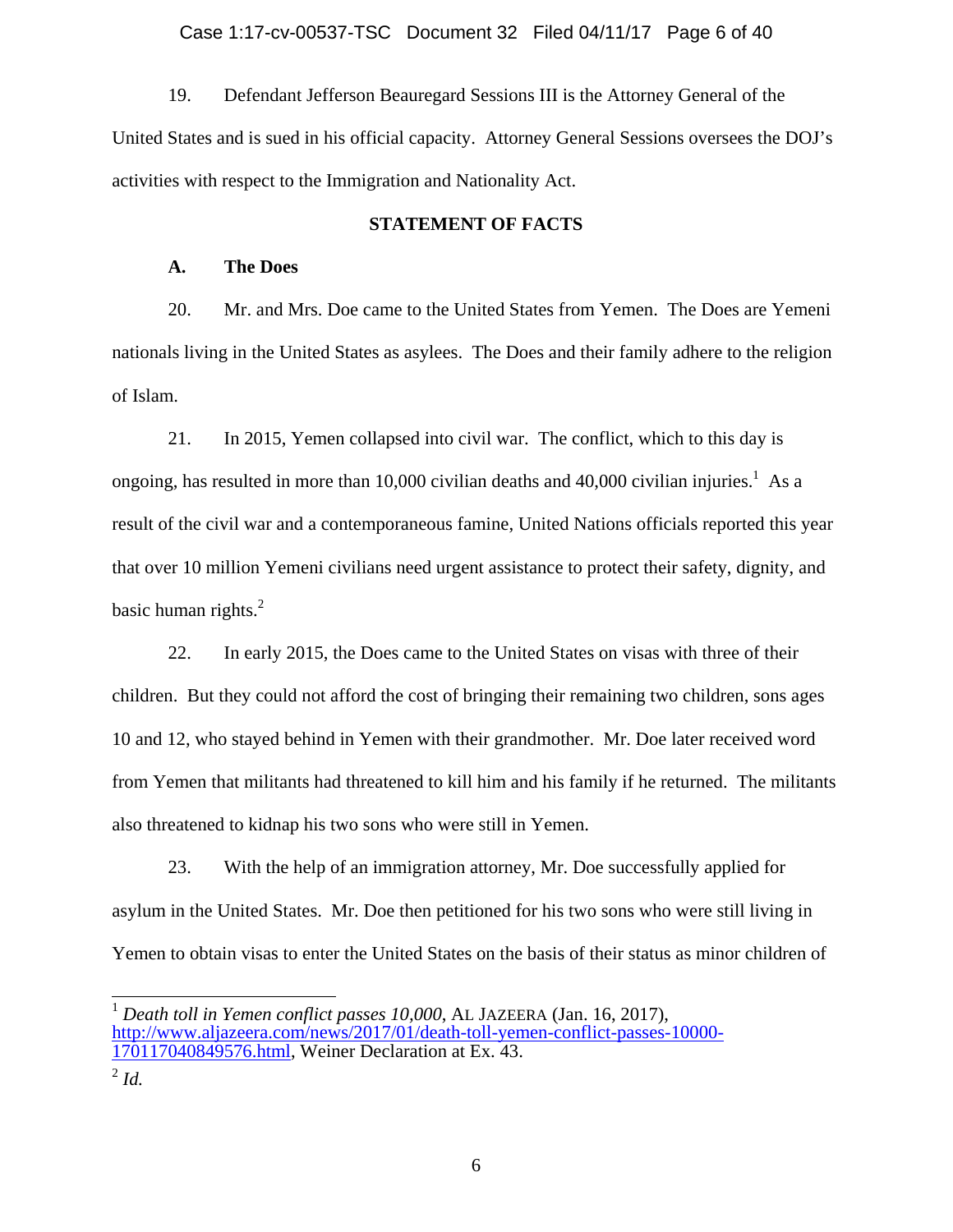19. Defendant Jefferson Beauregard Sessions III is the Attorney General of the United States and is sued in his official capacity. Attorney General Sessions oversees the DOJ's activities with respect to the Immigration and Nationality Act.

## STATEMENT OF FACTS

### A. The Does

20. Mr. and Mrs. Doe came to the United States from Yemen. The Does are Yemeni nationals living in the United States as asylees. The Does and their family adhere to the religion of Islam.

21. In 2015, Yemen collapsed into civil war. The conflict, which to this day is ongoing, has resulted in more than 10,000 civilian deaths and 40,000 civilian injuries.[1] As a result of the civil war and a contemporaneous famine, United Nations officials reported this year that over 10 million Yemeni civilians need urgent assistance to protect their safety, dignity, and basic human rights.[2]

22. In early 2015, the Does came to the United States on visas with three of their children. But they could not afford the cost of bringing their remaining two children, sons ages 10 and 12, who stayed behind in Yemen with their grandmother. Mr. Doe later received word from Yemen that militants had threatened to kill him and his family if he returned. The militants also threatened to kidnap his two sons who were still in Yemen.

23. With the help of an immigration attorney, Mr. Doe successfully applied for asylum in the United States. Mr. Doe then petitioned for his two sons who were still living in Yemen to obtain visas to enter the United States on the basis of their status as minor children of

---

[1] *Death toll in Yemen conflict passes 10,000*, AL JAZEERA (Jan. 16, 2017), http://www.aljazeera.com/news/2017/01/death-toll-yemen-conflict-passes-10000-170117040849576.html, Weiner Declaration at Ex. 43.

[2] *Id.*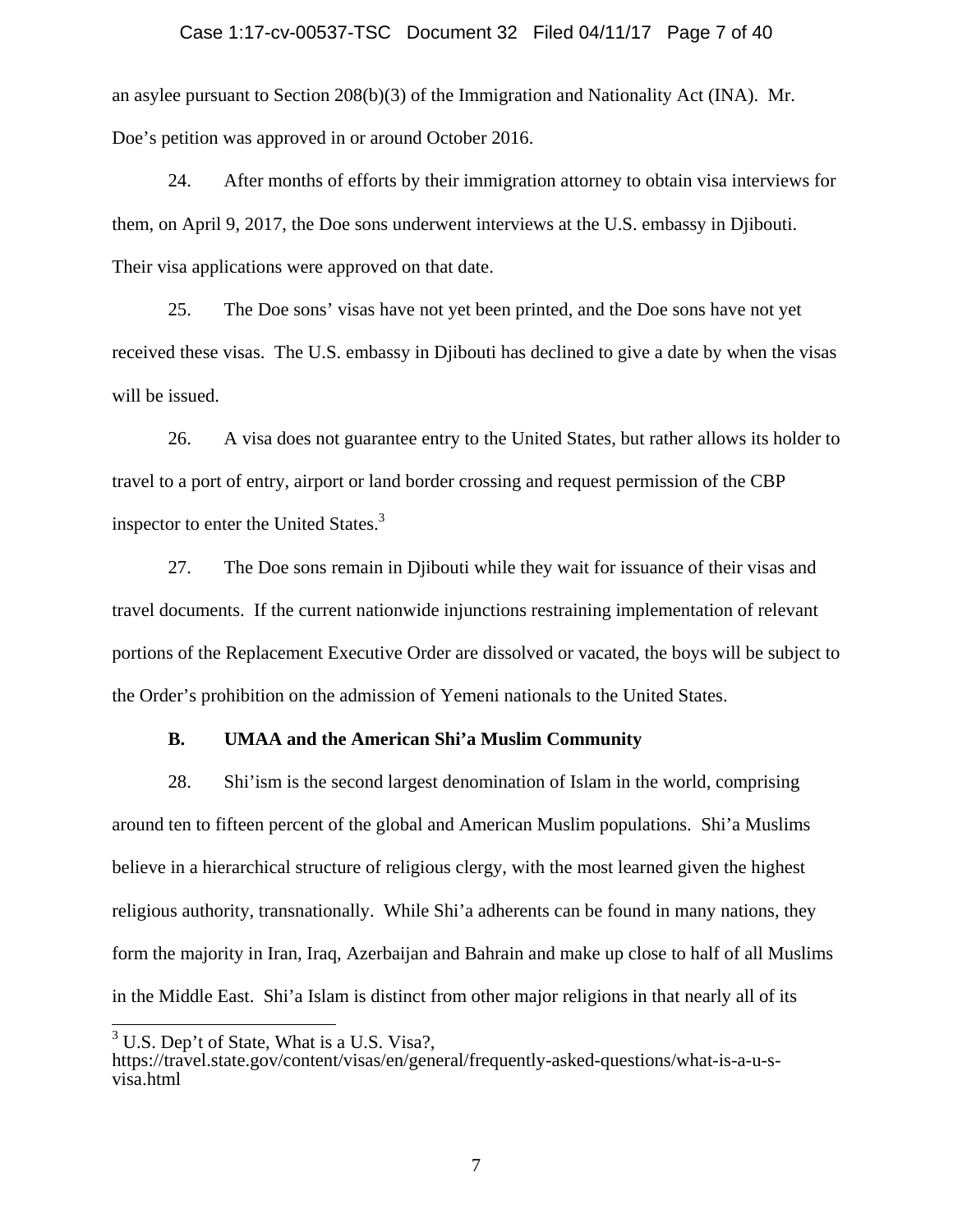an asylee pursuant to Section 208(b)(3) of the Immigration and Nationality Act (INA). Mr. Doe's petition was approved in or around October 2016.

24. After months of efforts by their immigration attorney to obtain visa interviews for them, on April 9, 2017, the Doe sons underwent interviews at the U.S. embassy in Djibouti. Their visa applications were approved on that date.

25. The Doe sons' visas have not yet been printed, and the Doe sons have not yet received these visas. The U.S. embassy in Djibouti has declined to give a date by when the visas will be issued.

26. A visa does not guarantee entry to the United States, but rather allows its holder to travel to a port of entry, airport or land border crossing and request permission of the CBP inspector to enter the United States.[3]

27. The Doe sons remain in Djibouti while they wait for issuance of their visas and travel documents. If the current nationwide injunctions restraining implementation of relevant portions of the Replacement Executive Order are dissolved or vacated, the boys will be subject to the Order's prohibition on the admission of Yemeni nationals to the United States.

**B. UMAA and the American Shi'a Muslim Community**

28. Shi'ism is the second largest denomination of Islam in the world, comprising around ten to fifteen percent of the global and American Muslim populations. Shi'a Muslims believe in a hierarchical structure of religious clergy, with the most learned given the highest religious authority, transnationally. While Shi'a adherents can be found in many nations, they form the majority in Iran, Iraq, Azerbaijan and Bahrain and make up close to half of all Muslims in the Middle East. Shi'a Islam is distinct from other major religions in that nearly all of its

[3] U.S. Dep't of State, What is a U.S. Visa?, https://travel.state.gov/content/visas/en/general/frequently-asked-questions/what-is-a-u-s-visa.html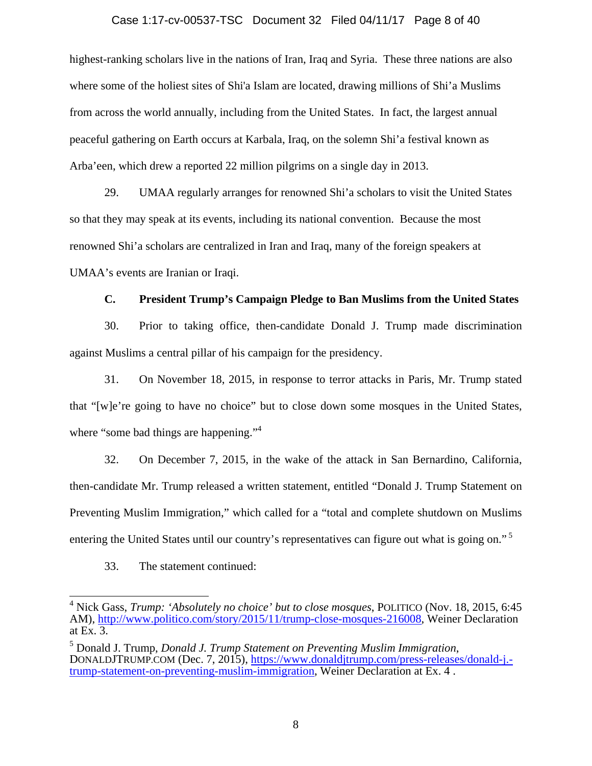highest-ranking scholars live in the nations of Iran, Iraq and Syria. These three nations are also where some of the holiest sites of Shi'a Islam are located, drawing millions of Shi'a Muslims from across the world annually, including from the United States. In fact, the largest annual peaceful gathering on Earth occurs at Karbala, Iraq, on the solemn Shi'a festival known as Arba'een, which drew a reported 22 million pilgrims on a single day in 2013.

29. UMAA regularly arranges for renowned Shi'a scholars to visit the United States so that they may speak at its events, including its national convention. Because the most renowned Shi'a scholars are centralized in Iran and Iraq, many of the foreign speakers at UMAA's events are Iranian or Iraqi.

### C. President Trump's Campaign Pledge to Ban Muslims from the United States

30. Prior to taking office, then-candidate Donald J. Trump made discrimination against Muslims a central pillar of his campaign for the presidency.

31. On November 18, 2015, in response to terror attacks in Paris, Mr. Trump stated that "[w]e're going to have no choice" but to close down some mosques in the United States, where "some bad things are happening."[4]

32. On December 7, 2015, in the wake of the attack in San Bernardino, California, then-candidate Mr. Trump released a written statement, entitled "Donald J. Trump Statement on Preventing Muslim Immigration," which called for a "total and complete shutdown on Muslims entering the United States until our country's representatives can figure out what is going on."[5]

33. The statement continued:

---

[4] Nick Gass, *Trump: 'Absolutely no choice' but to close mosques*, POLITICO (Nov. 18, 2015, 6:45 AM), http://www.politico.com/story/2015/11/trump-close-mosques-216008, Weiner Declaration at Ex. 3.

[5] Donald J. Trump, *Donald J. Trump Statement on Preventing Muslim Immigration*, DONALDJTRUMP.COM (Dec. 7, 2015), https://www.donaldjtrump.com/press-releases/donald-j.-trump-statement-on-preventing-muslim-immigration, Weiner Declaration at Ex. 4 .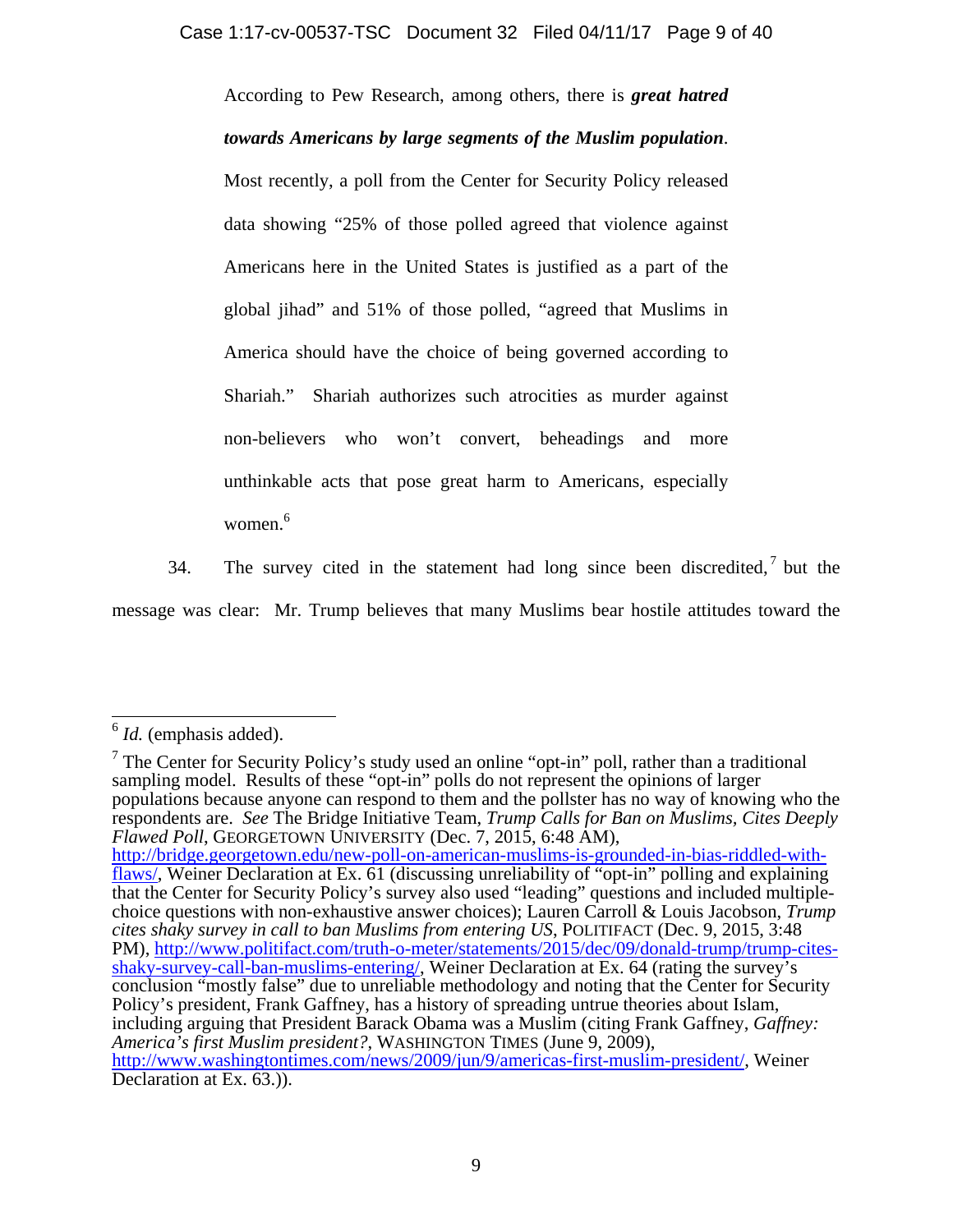> According to Pew Research, among others, there is ***great hatred towards Americans by large segments of the Muslim population***. Most recently, a poll from the Center for Security Policy released data showing "25% of those polled agreed that violence against Americans here in the United States is justified as a part of the global jihad" and 51% of those polled, "agreed that Muslims in America should have the choice of being governed according to Shariah." Shariah authorizes such atrocities as murder against non-believers who won't convert, beheadings and more unthinkable acts that pose great harm to Americans, especially women.[6]

34. The survey cited in the statement had long since been discredited,[7] but the message was clear: Mr. Trump believes that many Muslims bear hostile attitudes toward the

---

[6] *Id.* (emphasis added).

[7] The Center for Security Policy's study used an online "opt-in" poll, rather than a traditional sampling model. Results of these "opt-in" polls do not represent the opinions of larger populations because anyone can respond to them and the pollster has no way of knowing who the respondents are. *See* The Bridge Initiative Team, *Trump Calls for Ban on Muslims, Cites Deeply Flawed Poll*, GEORGETOWN UNIVERSITY (Dec. 7, 2015, 6:48 AM), http://bridge.georgetown.edu/new-poll-on-american-muslims-is-grounded-in-bias-riddled-with-flaws/, Weiner Declaration at Ex. 61 (discussing unreliability of "opt-in" polling and explaining that the Center for Security Policy's survey also used "leading" questions and included multiple-choice questions with non-exhaustive answer choices); Lauren Carroll & Louis Jacobson, *Trump cites shaky survey in call to ban Muslims from entering US*, POLITIFACT (Dec. 9, 2015, 3:48 PM), http://www.politifact.com/truth-o-meter/statements/2015/dec/09/donald-trump/trump-cites-shaky-survey-call-ban-muslims-entering/, Weiner Declaration at Ex. 64 (rating the survey's conclusion "mostly false" due to unreliable methodology and noting that the Center for Security Policy's president, Frank Gaffney, has a history of spreading untrue theories about Islam, including arguing that President Barack Obama was a Muslim (citing Frank Gaffney, *Gaffney: America's first Muslim president?*, WASHINGTON TIMES (June 9, 2009), http://www.washingtontimes.com/news/2009/jun/9/americas-first-muslim-president/, Weiner Declaration at Ex. 63.)).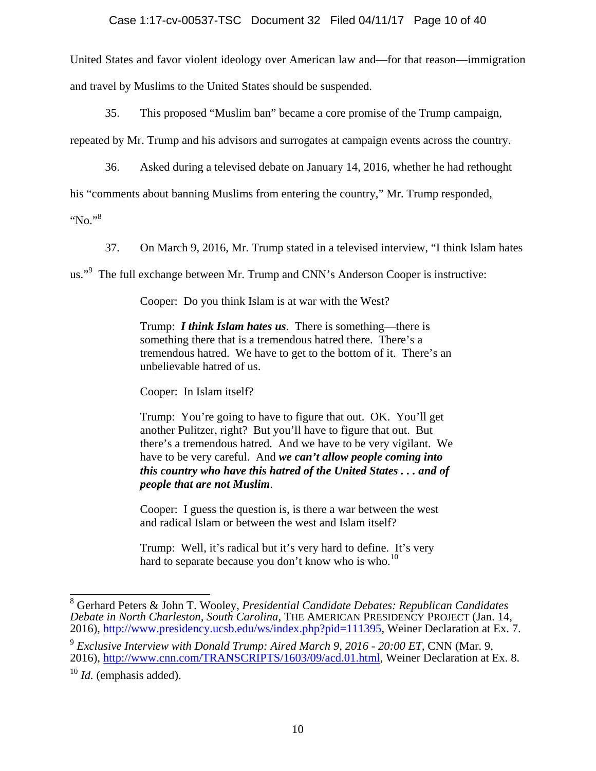United States and favor violent ideology over American law and—for that reason—immigration and travel by Muslims to the United States should be suspended.

35. This proposed "Muslim ban" became a core promise of the Trump campaign, repeated by Mr. Trump and his advisors and surrogates at campaign events across the country.

36. Asked during a televised debate on January 14, 2016, whether he had rethought his "comments about banning Muslims from entering the country," Mr. Trump responded, "No."[8]

37. On March 9, 2016, Mr. Trump stated in a televised interview, "I think Islam hates us."[9] The full exchange between Mr. Trump and CNN's Anderson Cooper is instructive:

> Cooper: Do you think Islam is at war with the West?
>
> Trump: ***I think Islam hates us***. There is something—there is something there that is a tremendous hatred there. There's a tremendous hatred. We have to get to the bottom of it. There's an unbelievable hatred of us.
>
> Cooper: In Islam itself?
>
> Trump: You're going to have to figure that out. OK. You'll get another Pulitzer, right? But you'll have to figure that out. But there's a tremendous hatred. And we have to be very vigilant. We have to be very careful. And ***we can't allow people coming into this country who have this hatred of the United States . . . and of people that are not Muslim***.
>
> Cooper: I guess the question is, is there a war between the west and radical Islam or between the west and Islam itself?
>
> Trump: Well, it's radical but it's very hard to define. It's very hard to separate because you don't know who is who.[10]

---

[8] Gerhard Peters & John T. Wooley, *Presidential Candidate Debates: Republican Candidates Debate in North Charleston, South Carolina*, THE AMERICAN PRESIDENCY PROJECT (Jan. 14, 2016), http://www.presidency.ucsb.edu/ws/index.php?pid=111395, Weiner Declaration at Ex. 7.

[9] *Exclusive Interview with Donald Trump: Aired March 9, 2016 - 20:00 ET*, CNN (Mar. 9, 2016), http://www.cnn.com/TRANSCRIPTS/1603/09/acd.01.html, Weiner Declaration at Ex. 8.

[10] *Id.* (emphasis added).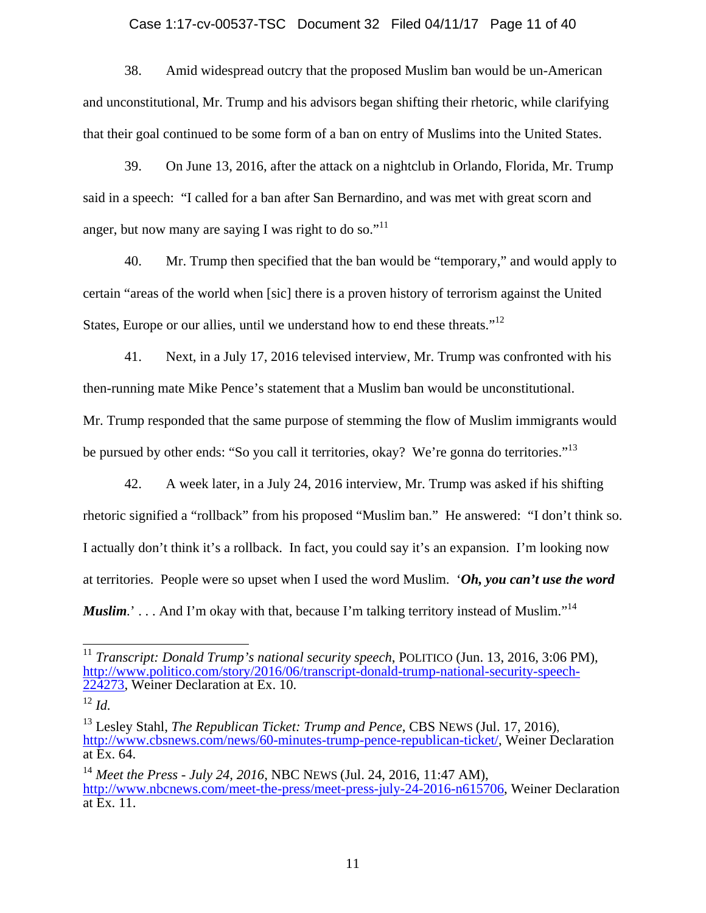38. Amid widespread outcry that the proposed Muslim ban would be un-American and unconstitutional, Mr. Trump and his advisors began shifting their rhetoric, while clarifying that their goal continued to be some form of a ban on entry of Muslims into the United States.

39. On June 13, 2016, after the attack on a nightclub in Orlando, Florida, Mr. Trump said in a speech: "I called for a ban after San Bernardino, and was met with great scorn and anger, but now many are saying I was right to do so."[11]

40. Mr. Trump then specified that the ban would be "temporary," and would apply to certain "areas of the world when [sic] there is a proven history of terrorism against the United States, Europe or our allies, until we understand how to end these threats."[12]

41. Next, in a July 17, 2016 televised interview, Mr. Trump was confronted with his then-running mate Mike Pence's statement that a Muslim ban would be unconstitutional. Mr. Trump responded that the same purpose of stemming the flow of Muslim immigrants would be pursued by other ends: "So you call it territories, okay? We're gonna do territories."[13]

42. A week later, in a July 24, 2016 interview, Mr. Trump was asked if his shifting rhetoric signified a "rollback" from his proposed "Muslim ban." He answered: "I don't think so. I actually don't think it's a rollback. In fact, you could say it's an expansion. I'm looking now at territories. People were so upset when I used the word Muslim. '***Oh, you can't use the word Muslim***.' . . . And I'm okay with that, because I'm talking territory instead of Muslim."[14]

---

[11] *Transcript: Donald Trump's national security speech*, POLITICO (Jun. 13, 2016, 3:06 PM), http://www.politico.com/story/2016/06/transcript-donald-trump-national-security-speech-224273, Weiner Declaration at Ex. 10.

[12] *Id.*

[13] Lesley Stahl, *The Republican Ticket: Trump and Pence*, CBS NEWS (Jul. 17, 2016), http://www.cbsnews.com/news/60-minutes-trump-pence-republican-ticket/, Weiner Declaration at Ex. 64.

[14] *Meet the Press - July 24, 2016*, NBC NEWS (Jul. 24, 2016, 11:47 AM), http://www.nbcnews.com/meet-the-press/meet-press-july-24-2016-n615706, Weiner Declaration at Ex. 11.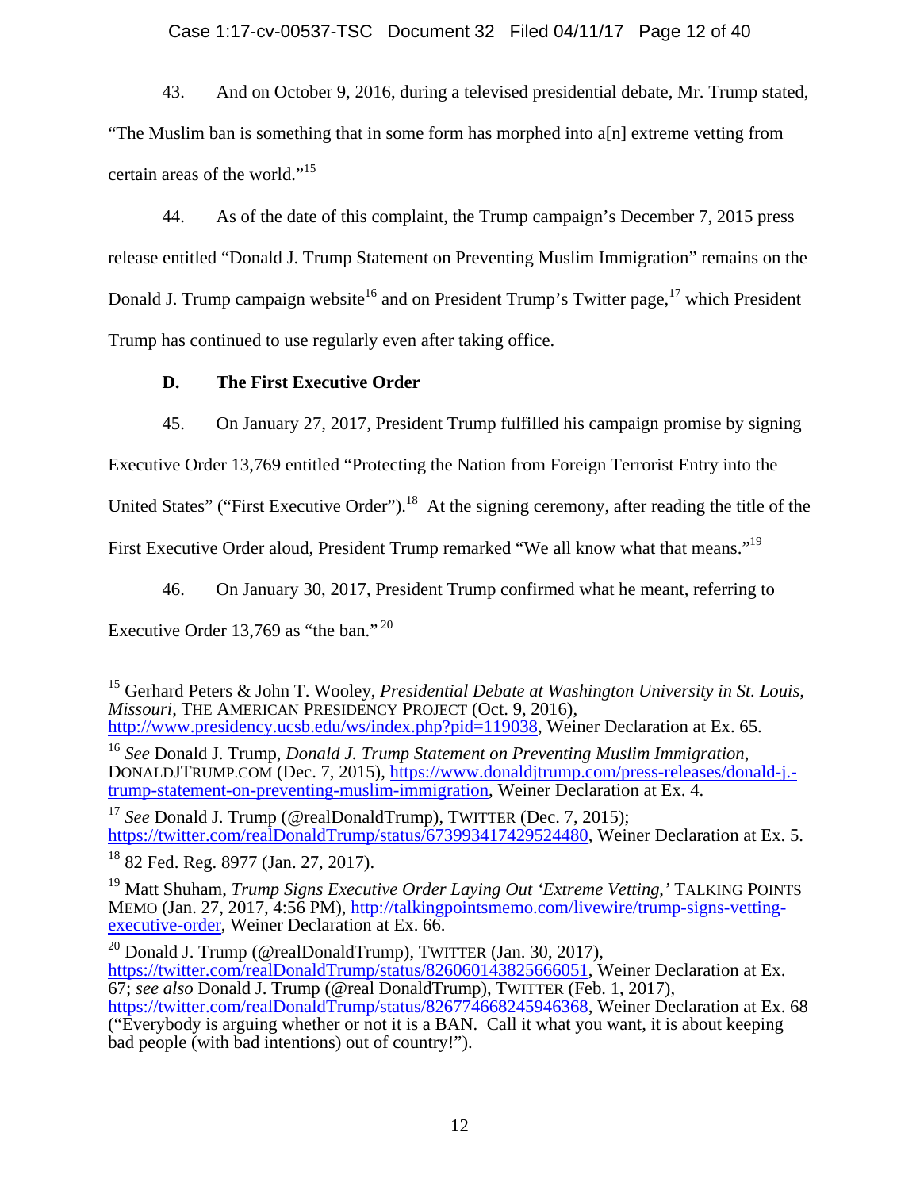43. And on October 9, 2016, during a televised presidential debate, Mr. Trump stated, "The Muslim ban is something that in some form has morphed into a[n] extreme vetting from certain areas of the world."[15]

44. As of the date of this complaint, the Trump campaign's December 7, 2015 press release entitled "Donald J. Trump Statement on Preventing Muslim Immigration" remains on the Donald J. Trump campaign website[16] and on President Trump's Twitter page,[17] which President Trump has continued to use regularly even after taking office.

### D. The First Executive Order

45. On January 27, 2017, President Trump fulfilled his campaign promise by signing Executive Order 13,769 entitled "Protecting the Nation from Foreign Terrorist Entry into the United States" ("First Executive Order").[18] At the signing ceremony, after reading the title of the First Executive Order aloud, President Trump remarked "We all know what that means."[19]

46. On January 30, 2017, President Trump confirmed what he meant, referring to Executive Order 13,769 as "the ban." [20]

---

[15] Gerhard Peters & John T. Wooley, *Presidential Debate at Washington University in St. Louis, Missouri*, THE AMERICAN PRESIDENCY PROJECT (Oct. 9, 2016), http://www.presidency.ucsb.edu/ws/index.php?pid=119038, Weiner Declaration at Ex. 65.

[16] *See* Donald J. Trump, *Donald J. Trump Statement on Preventing Muslim Immigration*, DONALDJTRUMP.COM (Dec. 7, 2015), https://www.donaldjtrump.com/press-releases/donald-j.-trump-statement-on-preventing-muslim-immigration, Weiner Declaration at Ex. 4.

[17] *See* Donald J. Trump (@realDonaldTrump), TWITTER (Dec. 7, 2015); https://twitter.com/realDonaldTrump/status/673993417429524480, Weiner Declaration at Ex. 5.

[18] 82 Fed. Reg. 8977 (Jan. 27, 2017).

[19] Matt Shuham, *Trump Signs Executive Order Laying Out 'Extreme Vetting,'* TALKING POINTS MEMO (Jan. 27, 2017, 4:56 PM), http://talkingpointsmemo.com/livewire/trump-signs-vetting-executive-order, Weiner Declaration at Ex. 66.

[20] Donald J. Trump (@realDonaldTrump), TWITTER (Jan. 30, 2017), https://twitter.com/realDonaldTrump/status/826060143825666051, Weiner Declaration at Ex. 67; *see also* Donald J. Trump (@real DonaldTrump), TWITTER (Feb. 1, 2017), https://twitter.com/realDonaldTrump/status/826774668245946368, Weiner Declaration at Ex. 68 ("Everybody is arguing whether or not it is a BAN. Call it what you want, it is about keeping bad people (with bad intentions) out of country!").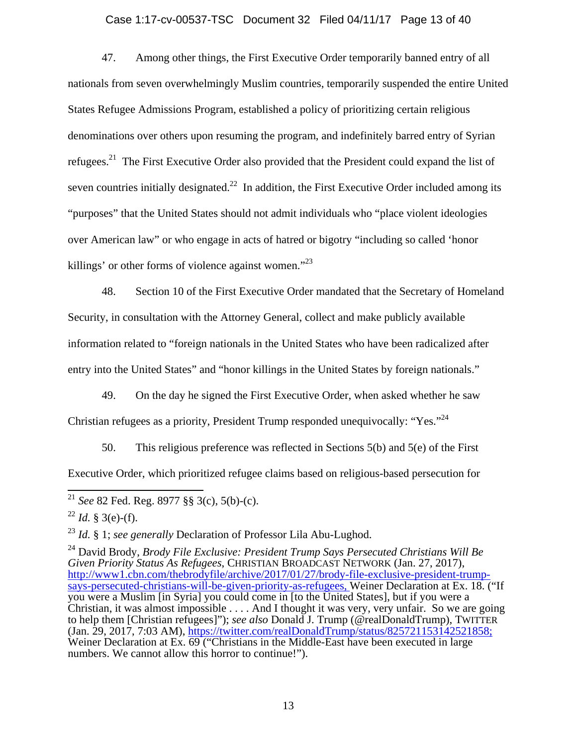47. Among other things, the First Executive Order temporarily banned entry of all nationals from seven overwhelmingly Muslim countries, temporarily suspended the entire United States Refugee Admissions Program, established a policy of prioritizing certain religious denominations over others upon resuming the program, and indefinitely barred entry of Syrian refugees.[21] The First Executive Order also provided that the President could expand the list of seven countries initially designated.[22] In addition, the First Executive Order included among its "purposes" that the United States should not admit individuals who "place violent ideologies over American law" or who engage in acts of hatred or bigotry "including so called 'honor killings' or other forms of violence against women."[23]

48. Section 10 of the First Executive Order mandated that the Secretary of Homeland Security, in consultation with the Attorney General, collect and make publicly available information related to "foreign nationals in the United States who have been radicalized after entry into the United States" and "honor killings in the United States by foreign nationals."

49. On the day he signed the First Executive Order, when asked whether he saw Christian refugees as a priority, President Trump responded unequivocally: "Yes."[24]

50. This religious preference was reflected in Sections 5(b) and 5(e) of the First Executive Order, which prioritized refugee claims based on religious-based persecution for

---

[21] *See* 82 Fed. Reg. 8977 §§ 3(c), 5(b)-(c).

[22] *Id.* § 3(e)-(f).

[23] *Id.* § 1; *see generally* Declaration of Professor Lila Abu-Lughod.

[24] David Brody, *Brody File Exclusive: President Trump Says Persecuted Christians Will Be Given Priority Status As Refugees*, CHRISTIAN BROADCAST NETWORK (Jan. 27, 2017), http://www1.cbn.com/thebrodyfile/archive/2017/01/27/brody-file-exclusive-president-trump-says-persecuted-christians-will-be-given-priority-as-refugees, Weiner Declaration at Ex. 18. ("If you were a Muslim [in Syria] you could come in [to the United States], but if you were a Christian, it was almost impossible . . . . And I thought it was very, very unfair. So we are going to help them [Christian refugees]"); *see also* Donald J. Trump (@realDonaldTrump), TWITTER (Jan. 29, 2017, 7:03 AM), https://twitter.com/realDonaldTrump/status/825721153142521858; Weiner Declaration at Ex. 69 ("Christians in the Middle-East have been executed in large numbers. We cannot allow this horror to continue!").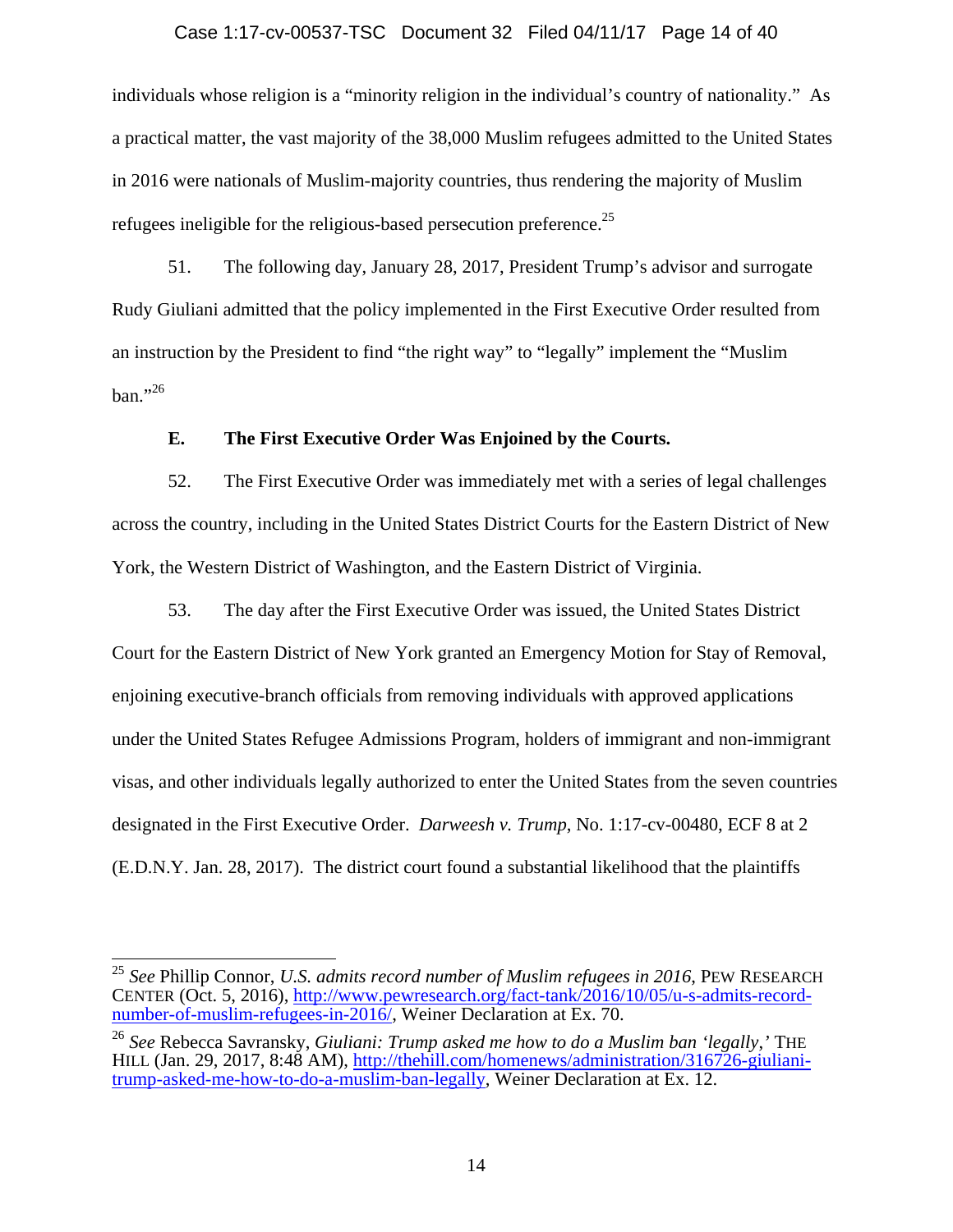individuals whose religion is a "minority religion in the individual's country of nationality." As a practical matter, the vast majority of the 38,000 Muslim refugees admitted to the United States in 2016 were nationals of Muslim-majority countries, thus rendering the majority of Muslim refugees ineligible for the religious-based persecution preference.[25]

51. The following day, January 28, 2017, President Trump's advisor and surrogate Rudy Giuliani admitted that the policy implemented in the First Executive Order resulted from an instruction by the President to find "the right way" to "legally" implement the "Muslim ban."[26]

**E. The First Executive Order Was Enjoined by the Courts.**

52. The First Executive Order was immediately met with a series of legal challenges across the country, including in the United States District Courts for the Eastern District of New York, the Western District of Washington, and the Eastern District of Virginia.

53. The day after the First Executive Order was issued, the United States District Court for the Eastern District of New York granted an Emergency Motion for Stay of Removal, enjoining executive-branch officials from removing individuals with approved applications under the United States Refugee Admissions Program, holders of immigrant and non-immigrant visas, and other individuals legally authorized to enter the United States from the seven countries designated in the First Executive Order. *Darweesh v. Trump*, No. 1:17-cv-00480, ECF 8 at 2 (E.D.N.Y. Jan. 28, 2017). The district court found a substantial likelihood that the plaintiffs

---

[25] *See* Phillip Connor, *U.S. admits record number of Muslim refugees in 2016*, PEW RESEARCH CENTER (Oct. 5, 2016), http://www.pewresearch.org/fact-tank/2016/10/05/u-s-admits-record-number-of-muslim-refugees-in-2016/, Weiner Declaration at Ex. 70.

[26] *See* Rebecca Savransky, *Giuliani: Trump asked me how to do a Muslim ban 'legally,'* THE HILL (Jan. 29, 2017, 8:48 AM), http://thehill.com/homenews/administration/316726-giuliani-trump-asked-me-how-to-do-a-muslim-ban-legally, Weiner Declaration at Ex. 12.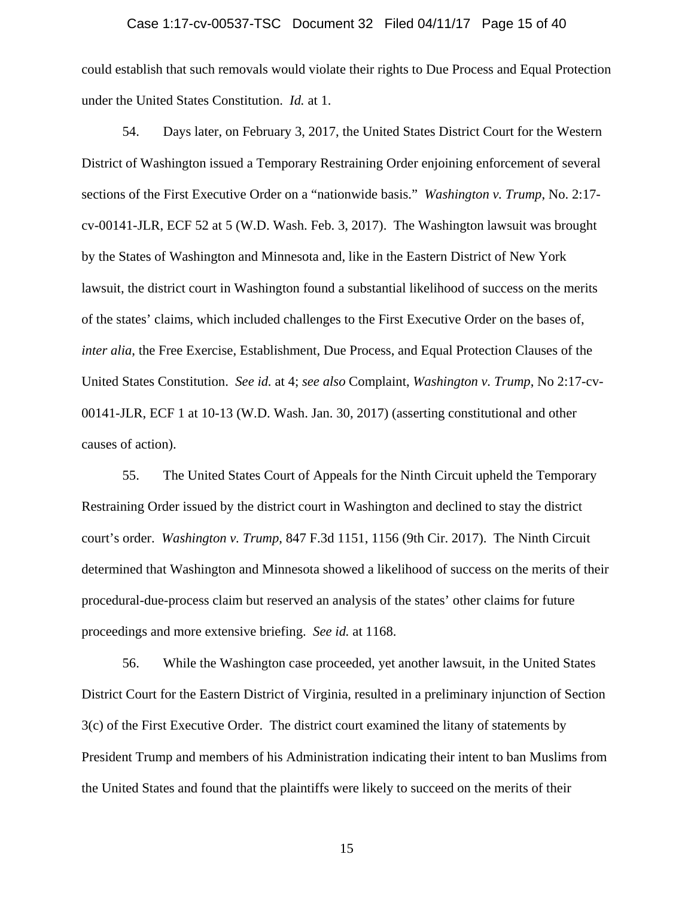could establish that such removals would violate their rights to Due Process and Equal Protection under the United States Constitution. *Id.* at 1.

54. Days later, on February 3, 2017, the United States District Court for the Western District of Washington issued a Temporary Restraining Order enjoining enforcement of several sections of the First Executive Order on a "nationwide basis." *Washington v. Trump*, No. 2:17-cv-00141-JLR, ECF 52 at 5 (W.D. Wash. Feb. 3, 2017). The Washington lawsuit was brought by the States of Washington and Minnesota and, like in the Eastern District of New York lawsuit, the district court in Washington found a substantial likelihood of success on the merits of the states' claims, which included challenges to the First Executive Order on the bases of, *inter alia*, the Free Exercise, Establishment, Due Process, and Equal Protection Clauses of the United States Constitution. *See id.* at 4; *see also* Complaint, *Washington v. Trump*, No 2:17-cv-00141-JLR, ECF 1 at 10-13 (W.D. Wash. Jan. 30, 2017) (asserting constitutional and other causes of action).

55. The United States Court of Appeals for the Ninth Circuit upheld the Temporary Restraining Order issued by the district court in Washington and declined to stay the district court's order. *Washington v. Trump*, 847 F.3d 1151, 1156 (9th Cir. 2017). The Ninth Circuit determined that Washington and Minnesota showed a likelihood of success on the merits of their procedural-due-process claim but reserved an analysis of the states' other claims for future proceedings and more extensive briefing. *See id.* at 1168.

56. While the Washington case proceeded, yet another lawsuit, in the United States District Court for the Eastern District of Virginia, resulted in a preliminary injunction of Section 3(c) of the First Executive Order. The district court examined the litany of statements by President Trump and members of his Administration indicating their intent to ban Muslims from the United States and found that the plaintiffs were likely to succeed on the merits of their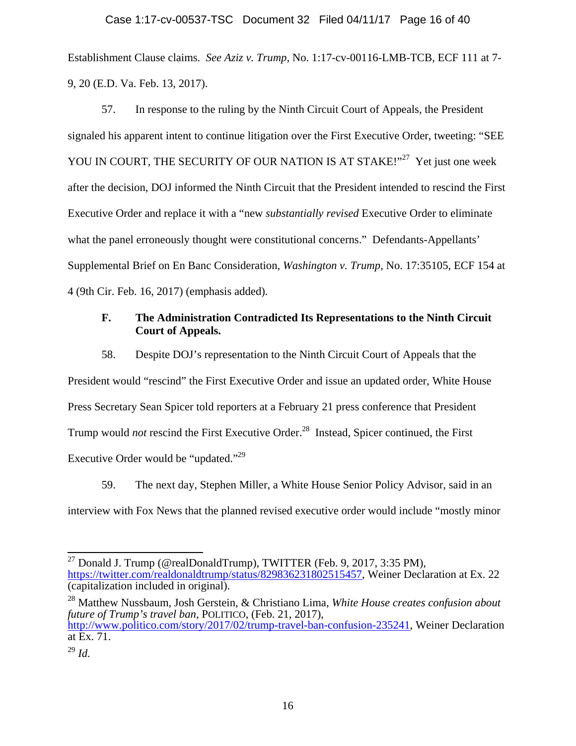Establishment Clause claims. *See Aziz v. Trump*, No. 1:17-cv-00116-LMB-TCB, ECF 111 at 7-9, 20 (E.D. Va. Feb. 13, 2017).

57. In response to the ruling by the Ninth Circuit Court of Appeals, the President signaled his apparent intent to continue litigation over the First Executive Order, tweeting: "SEE YOU IN COURT, THE SECURITY OF OUR NATION IS AT STAKE!"[27] Yet just one week after the decision, DOJ informed the Ninth Circuit that the President intended to rescind the First Executive Order and replace it with a "new *substantially revised* Executive Order to eliminate what the panel erroneously thought were constitutional concerns." Defendants-Appellants' Supplemental Brief on En Banc Consideration, *Washington v. Trump*, No. 17:35105, ECF 154 at 4 (9th Cir. Feb. 16, 2017) (emphasis added).

### F. The Administration Contradicted Its Representations to the Ninth Circuit Court of Appeals.

58. Despite DOJ's representation to the Ninth Circuit Court of Appeals that the President would "rescind" the First Executive Order and issue an updated order, White House Press Secretary Sean Spicer told reporters at a February 21 press conference that President Trump would *not* rescind the First Executive Order.[28] Instead, Spicer continued, the First Executive Order would be "updated."[29]

59. The next day, Stephen Miller, a White House Senior Policy Advisor, said in an interview with Fox News that the planned revised executive order would include "mostly minor

---

[27] Donald J. Trump (@realDonaldTrump), TWITTER (Feb. 9, 2017, 3:35 PM), https://twitter.com/realdonaldtrump/status/829836231802515457, Weiner Declaration at Ex. 22 (capitalization included in original).

[28] Matthew Nussbaum, Josh Gerstein, & Christiano Lima, *White House creates confusion about future of Trump's travel ban*, POLITICO, (Feb. 21, 2017), http://www.politico.com/story/2017/02/trump-travel-ban-confusion-235241, Weiner Declaration at Ex. 71.

[29] *Id.*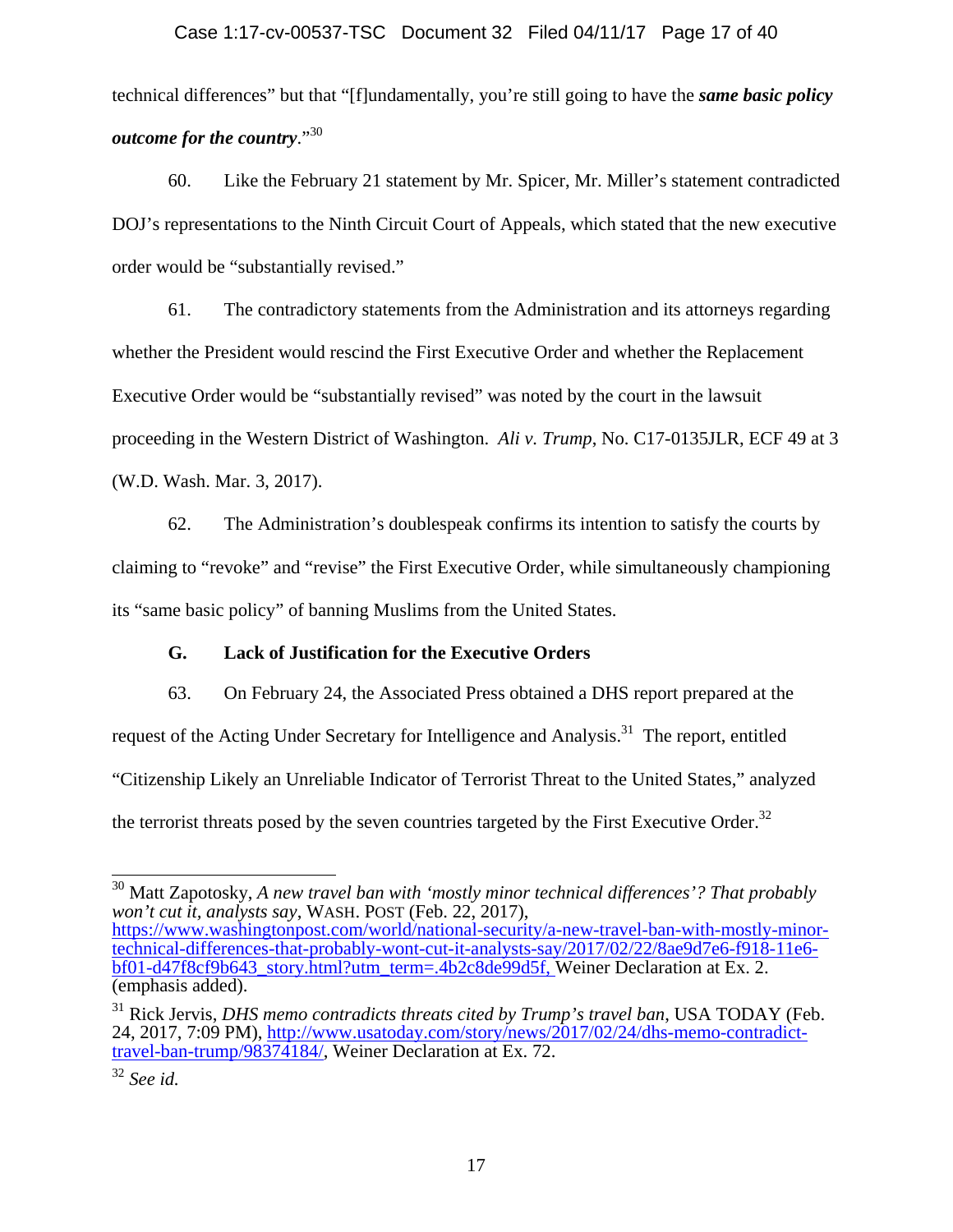technical differences" but that "[f]undamentally, you're still going to have the ***same basic policy outcome for the country***."[30]

60. Like the February 21 statement by Mr. Spicer, Mr. Miller's statement contradicted DOJ's representations to the Ninth Circuit Court of Appeals, which stated that the new executive order would be "substantially revised."

61. The contradictory statements from the Administration and its attorneys regarding whether the President would rescind the First Executive Order and whether the Replacement Executive Order would be "substantially revised" was noted by the court in the lawsuit proceeding in the Western District of Washington. *Ali v. Trump*, No. C17-0135JLR, ECF 49 at 3 (W.D. Wash. Mar. 3, 2017).

62. The Administration's doublespeak confirms its intention to satisfy the courts by claiming to "revoke" and "revise" the First Executive Order, while simultaneously championing its "same basic policy" of banning Muslims from the United States.

### G. Lack of Justification for the Executive Orders

63. On February 24, the Associated Press obtained a DHS report prepared at the request of the Acting Under Secretary for Intelligence and Analysis.[31] The report, entitled "Citizenship Likely an Unreliable Indicator of Terrorist Threat to the United States," analyzed the terrorist threats posed by the seven countries targeted by the First Executive Order.[32]

---

[30] Matt Zapotosky, *A new travel ban with 'mostly minor technical differences'? That probably won't cut it, analysts say*, WASH. POST (Feb. 22, 2017), https://www.washingtonpost.com/world/national-security/a-new-travel-ban-with-mostly-minor-technical-differences-that-probably-wont-cut-it-analysts-say/2017/02/22/8ae9d7e6-f918-11e6-bf01-d47f8cf9b643_story.html?utm_term=.4b2c8de99d5f, Weiner Declaration at Ex. 2. (emphasis added).

[31] Rick Jervis, *DHS memo contradicts threats cited by Trump's travel ban*, USA TODAY (Feb. 24, 2017, 7:09 PM), http://www.usatoday.com/story/news/2017/02/24/dhs-memo-contradict-travel-ban-trump/98374184/, Weiner Declaration at Ex. 72.

[32] *See id.*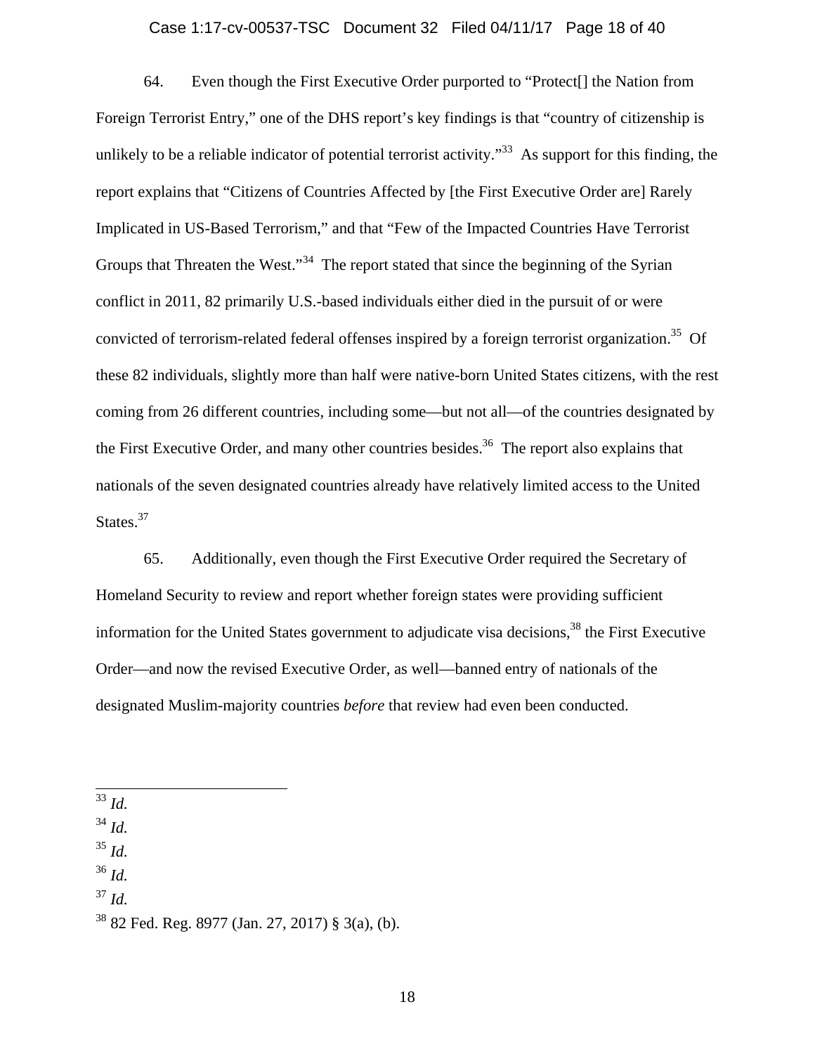64. Even though the First Executive Order purported to "Protect[] the Nation from Foreign Terrorist Entry," one of the DHS report's key findings is that "country of citizenship is unlikely to be a reliable indicator of potential terrorist activity."[33] As support for this finding, the report explains that "Citizens of Countries Affected by [the First Executive Order are] Rarely Implicated in US-Based Terrorism," and that "Few of the Impacted Countries Have Terrorist Groups that Threaten the West."[34] The report stated that since the beginning of the Syrian conflict in 2011, 82 primarily U.S.-based individuals either died in the pursuit of or were convicted of terrorism-related federal offenses inspired by a foreign terrorist organization.[35] Of these 82 individuals, slightly more than half were native-born United States citizens, with the rest coming from 26 different countries, including some—but not all—of the countries designated by the First Executive Order, and many other countries besides.[36] The report also explains that nationals of the seven designated countries already have relatively limited access to the United States.[37]

65. Additionally, even though the First Executive Order required the Secretary of Homeland Security to review and report whether foreign states were providing sufficient information for the United States government to adjudicate visa decisions,[38] the First Executive Order—and now the revised Executive Order, as well—banned entry of nationals of the designated Muslim-majority countries *before* that review had even been conducted.

---

[33] *Id.*

[34] *Id.*

[35] *Id.*

[36] *Id.*

[37] *Id.*

[38] 82 Fed. Reg. 8977 (Jan. 27, 2017) § 3(a), (b).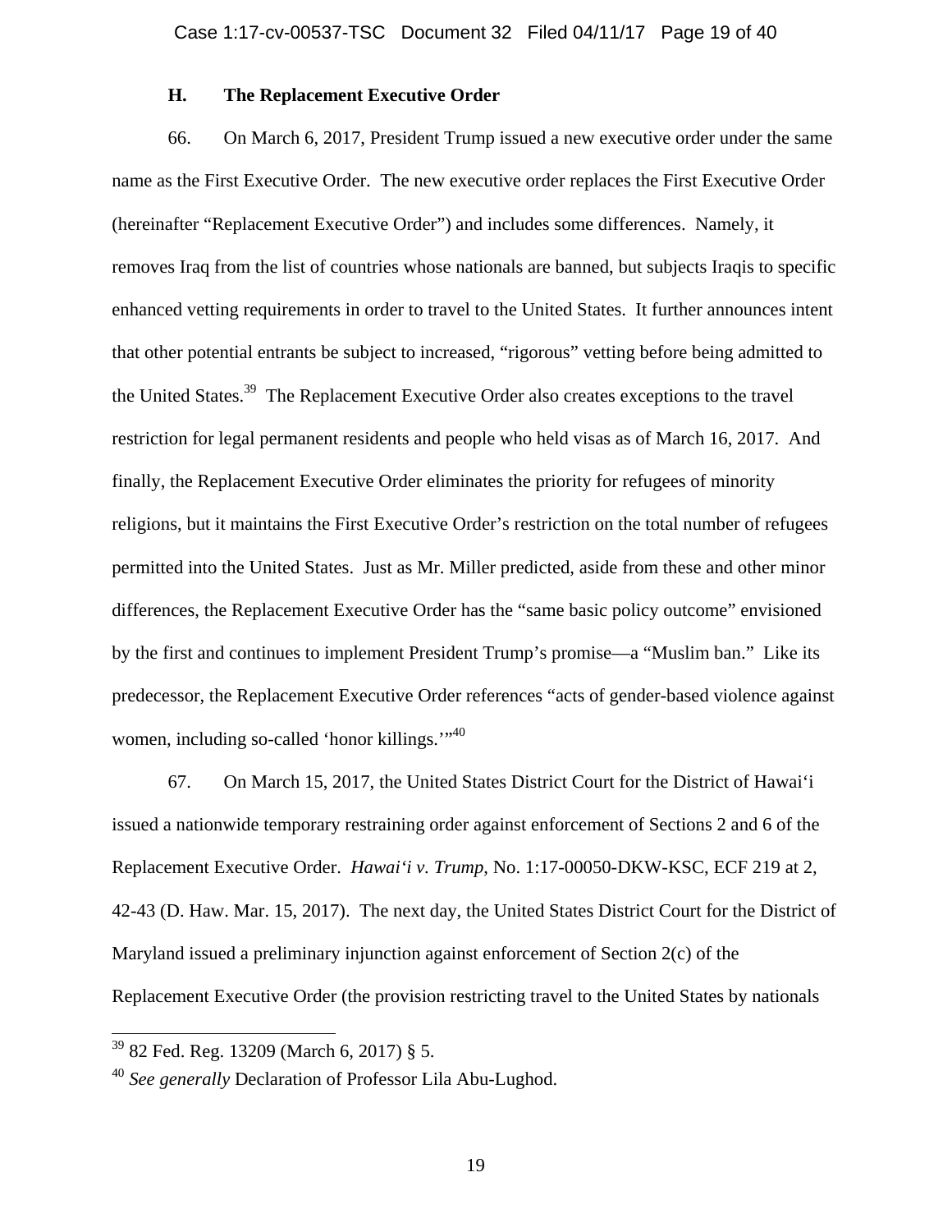### H. The Replacement Executive Order

66. On March 6, 2017, President Trump issued a new executive order under the same name as the First Executive Order. The new executive order replaces the First Executive Order (hereinafter "Replacement Executive Order") and includes some differences. Namely, it removes Iraq from the list of countries whose nationals are banned, but subjects Iraqis to specific enhanced vetting requirements in order to travel to the United States. It further announces intent that other potential entrants be subject to increased, "rigorous" vetting before being admitted to the United States.[39] The Replacement Executive Order also creates exceptions to the travel restriction for legal permanent residents and people who held visas as of March 16, 2017. And finally, the Replacement Executive Order eliminates the priority for refugees of minority religions, but it maintains the First Executive Order's restriction on the total number of refugees permitted into the United States. Just as Mr. Miller predicted, aside from these and other minor differences, the Replacement Executive Order has the "same basic policy outcome" envisioned by the first and continues to implement President Trump's promise—a "Muslim ban." Like its predecessor, the Replacement Executive Order references "acts of gender-based violence against women, including so-called 'honor killings.'"[40]

67. On March 15, 2017, the United States District Court for the District of Hawai'i issued a nationwide temporary restraining order against enforcement of Sections 2 and 6 of the Replacement Executive Order. *Hawai'i v. Trump*, No. 1:17-00050-DKW-KSC, ECF 219 at 2, 42-43 (D. Haw. Mar. 15, 2017). The next day, the United States District Court for the District of Maryland issued a preliminary injunction against enforcement of Section 2(c) of the Replacement Executive Order (the provision restricting travel to the United States by nationals

---

[39] 82 Fed. Reg. 13209 (March 6, 2017) § 5.

[40] *See generally* Declaration of Professor Lila Abu-Lughod.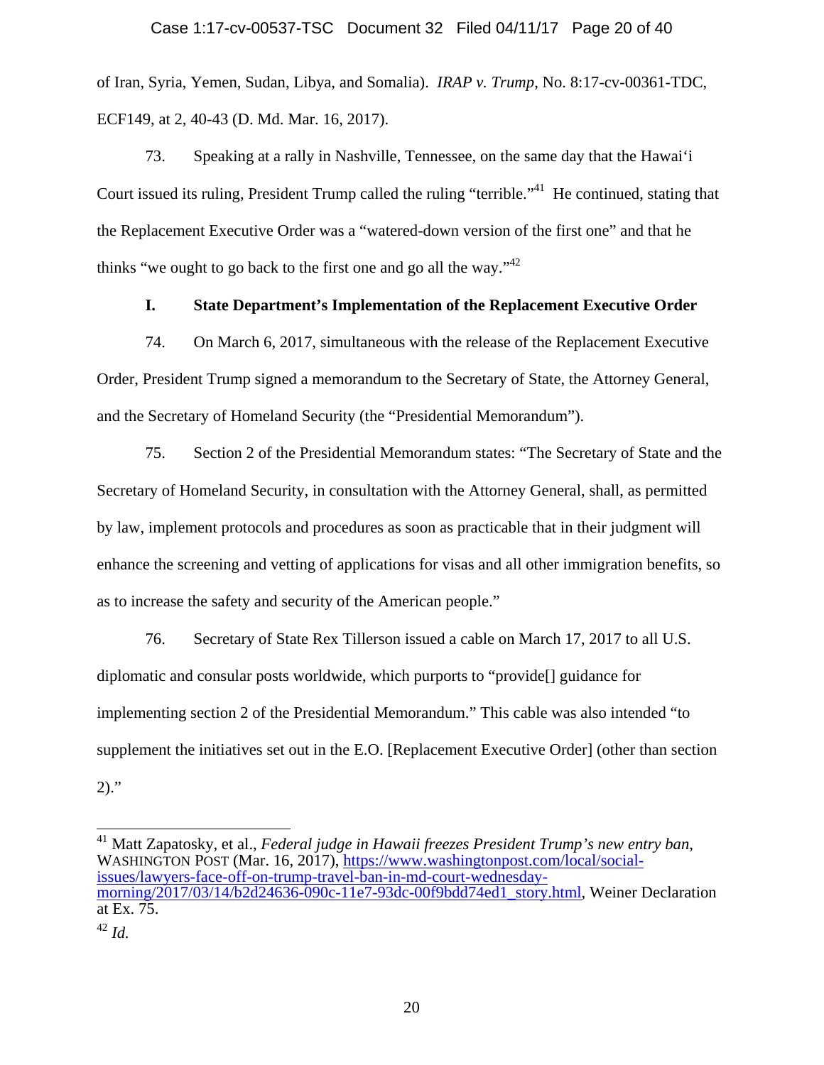of Iran, Syria, Yemen, Sudan, Libya, and Somalia). *IRAP v. Trump*, No. 8:17-cv-00361-TDC, ECF149, at 2, 40-43 (D. Md. Mar. 16, 2017).

73. Speaking at a rally in Nashville, Tennessee, on the same day that the Hawai'i Court issued its ruling, President Trump called the ruling "terrible."[41] He continued, stating that the Replacement Executive Order was a "watered-down version of the first one" and that he thinks "we ought to go back to the first one and go all the way."[42]

### I. State Department's Implementation of the Replacement Executive Order

74. On March 6, 2017, simultaneous with the release of the Replacement Executive Order, President Trump signed a memorandum to the Secretary of State, the Attorney General, and the Secretary of Homeland Security (the "Presidential Memorandum").

75. Section 2 of the Presidential Memorandum states: "The Secretary of State and the Secretary of Homeland Security, in consultation with the Attorney General, shall, as permitted by law, implement protocols and procedures as soon as practicable that in their judgment will enhance the screening and vetting of applications for visas and all other immigration benefits, so as to increase the safety and security of the American people."

76. Secretary of State Rex Tillerson issued a cable on March 17, 2017 to all U.S. diplomatic and consular posts worldwide, which purports to "provide[] guidance for implementing section 2 of the Presidential Memorandum." This cable was also intended "to supplement the initiatives set out in the E.O. [Replacement Executive Order] (other than section 2)."

---

[41] Matt Zapatosky, et al., *Federal judge in Hawaii freezes President Trump's new entry ban*, WASHINGTON POST (Mar. 16, 2017), https://www.washingtonpost.com/local/social-issues/lawyers-face-off-on-trump-travel-ban-in-md-court-wednesday-morning/2017/03/14/b2d24636-090c-11e7-93dc-00f9bdd74ed1_story.html, Weiner Declaration at Ex. 75.

[42] *Id.*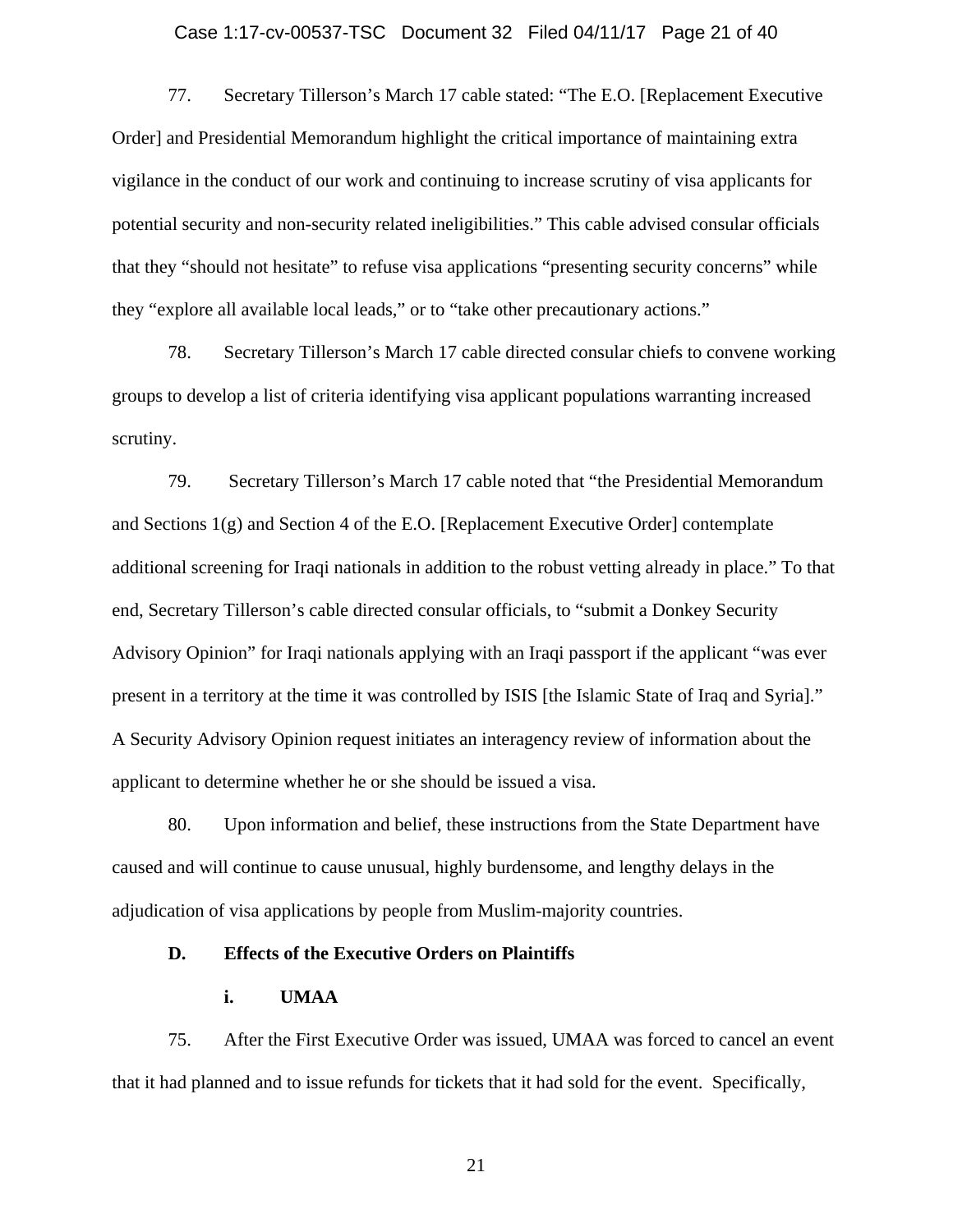77. Secretary Tillerson's March 17 cable stated: "The E.O. [Replacement Executive Order] and Presidential Memorandum highlight the critical importance of maintaining extra vigilance in the conduct of our work and continuing to increase scrutiny of visa applicants for potential security and non-security related ineligibilities." This cable advised consular officials that they "should not hesitate" to refuse visa applications "presenting security concerns" while they "explore all available local leads," or to "take other precautionary actions."

78. Secretary Tillerson's March 17 cable directed consular chiefs to convene working groups to develop a list of criteria identifying visa applicant populations warranting increased scrutiny.

79. Secretary Tillerson's March 17 cable noted that "the Presidential Memorandum and Sections 1(g) and Section 4 of the E.O. [Replacement Executive Order] contemplate additional screening for Iraqi nationals in addition to the robust vetting already in place." To that end, Secretary Tillerson's cable directed consular officials, to "submit a Donkey Security Advisory Opinion" for Iraqi nationals applying with an Iraqi passport if the applicant "was ever present in a territory at the time it was controlled by ISIS [the Islamic State of Iraq and Syria]." A Security Advisory Opinion request initiates an interagency review of information about the applicant to determine whether he or she should be issued a visa.

80. Upon information and belief, these instructions from the State Department have caused and will continue to cause unusual, highly burdensome, and lengthy delays in the adjudication of visa applications by people from Muslim-majority countries.

**D. Effects of the Executive Orders on Plaintiffs**

**i. UMAA**

75. After the First Executive Order was issued, UMAA was forced to cancel an event that it had planned and to issue refunds for tickets that it had sold for the event. Specifically,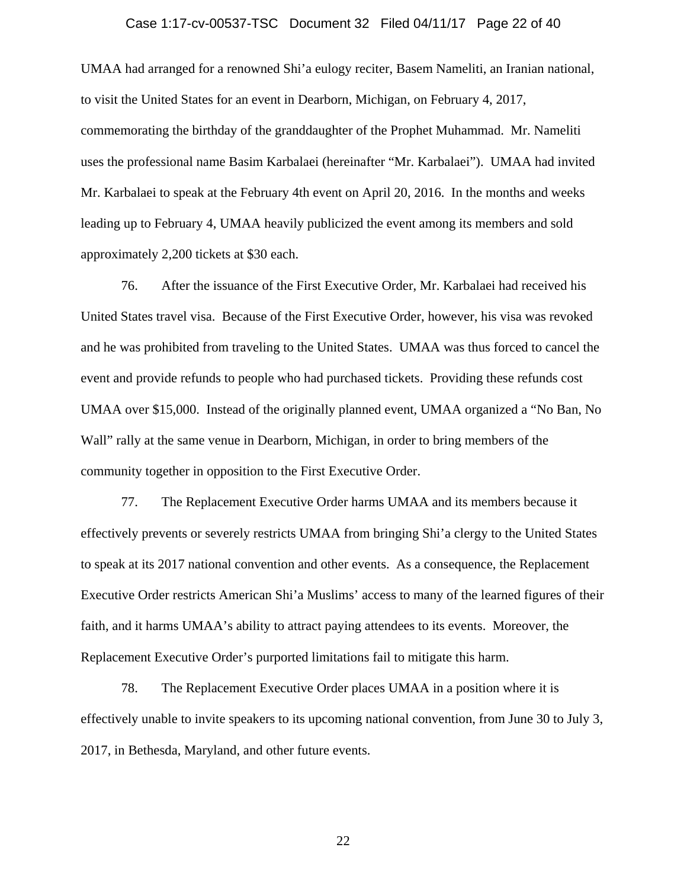UMAA had arranged for a renowned Shi'a eulogy reciter, Basem Nameliti, an Iranian national, to visit the United States for an event in Dearborn, Michigan, on February 4, 2017, commemorating the birthday of the granddaughter of the Prophet Muhammad. Mr. Nameliti uses the professional name Basim Karbalaei (hereinafter "Mr. Karbalaei"). UMAA had invited Mr. Karbalaei to speak at the February 4th event on April 20, 2016. In the months and weeks leading up to February 4, UMAA heavily publicized the event among its members and sold approximately 2,200 tickets at $30 each.

76. After the issuance of the First Executive Order, Mr. Karbalaei had received his United States travel visa. Because of the First Executive Order, however, his visa was revoked and he was prohibited from traveling to the United States. UMAA was thus forced to cancel the event and provide refunds to people who had purchased tickets. Providing these refunds cost UMAA over $15,000. Instead of the originally planned event, UMAA organized a "No Ban, No Wall" rally at the same venue in Dearborn, Michigan, in order to bring members of the community together in opposition to the First Executive Order.

77. The Replacement Executive Order harms UMAA and its members because it effectively prevents or severely restricts UMAA from bringing Shi'a clergy to the United States to speak at its 2017 national convention and other events. As a consequence, the Replacement Executive Order restricts American Shi'a Muslims' access to many of the learned figures of their faith, and it harms UMAA's ability to attract paying attendees to its events. Moreover, the Replacement Executive Order's purported limitations fail to mitigate this harm.

78. The Replacement Executive Order places UMAA in a position where it is effectively unable to invite speakers to its upcoming national convention, from June 30 to July 3, 2017, in Bethesda, Maryland, and other future events.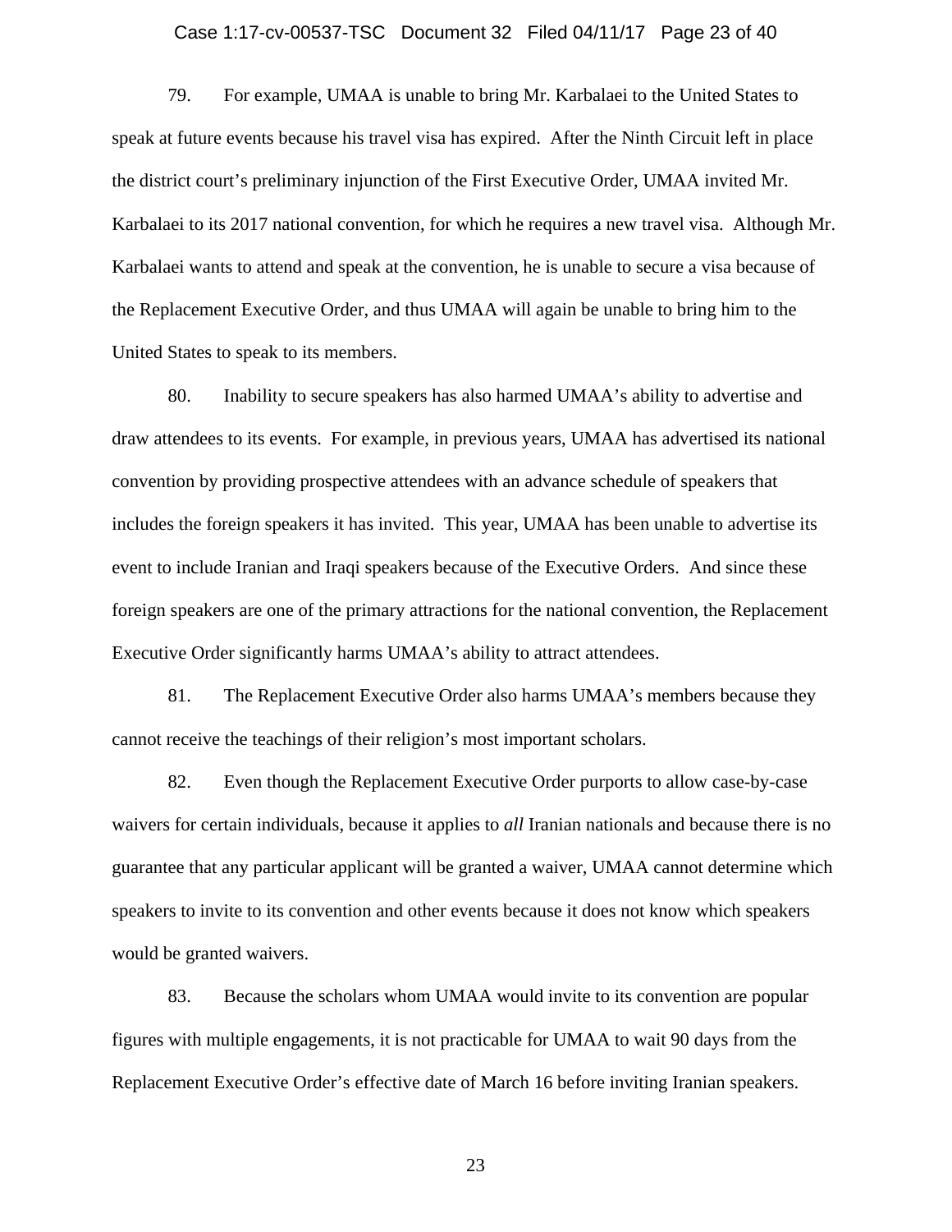79. For example, UMAA is unable to bring Mr. Karbalaei to the United States to speak at future events because his travel visa has expired. After the Ninth Circuit left in place the district court's preliminary injunction of the First Executive Order, UMAA invited Mr. Karbalaei to its 2017 national convention, for which he requires a new travel visa. Although Mr. Karbalaei wants to attend and speak at the convention, he is unable to secure a visa because of the Replacement Executive Order, and thus UMAA will again be unable to bring him to the United States to speak to its members.

80. Inability to secure speakers has also harmed UMAA's ability to advertise and draw attendees to its events. For example, in previous years, UMAA has advertised its national convention by providing prospective attendees with an advance schedule of speakers that includes the foreign speakers it has invited. This year, UMAA has been unable to advertise its event to include Iranian and Iraqi speakers because of the Executive Orders. And since these foreign speakers are one of the primary attractions for the national convention, the Replacement Executive Order significantly harms UMAA's ability to attract attendees.

81. The Replacement Executive Order also harms UMAA's members because they cannot receive the teachings of their religion's most important scholars.

82. Even though the Replacement Executive Order purports to allow case-by-case waivers for certain individuals, because it applies to *all* Iranian nationals and because there is no guarantee that any particular applicant will be granted a waiver, UMAA cannot determine which speakers to invite to its convention and other events because it does not know which speakers would be granted waivers.

83. Because the scholars whom UMAA would invite to its convention are popular figures with multiple engagements, it is not practicable for UMAA to wait 90 days from the Replacement Executive Order's effective date of March 16 before inviting Iranian speakers.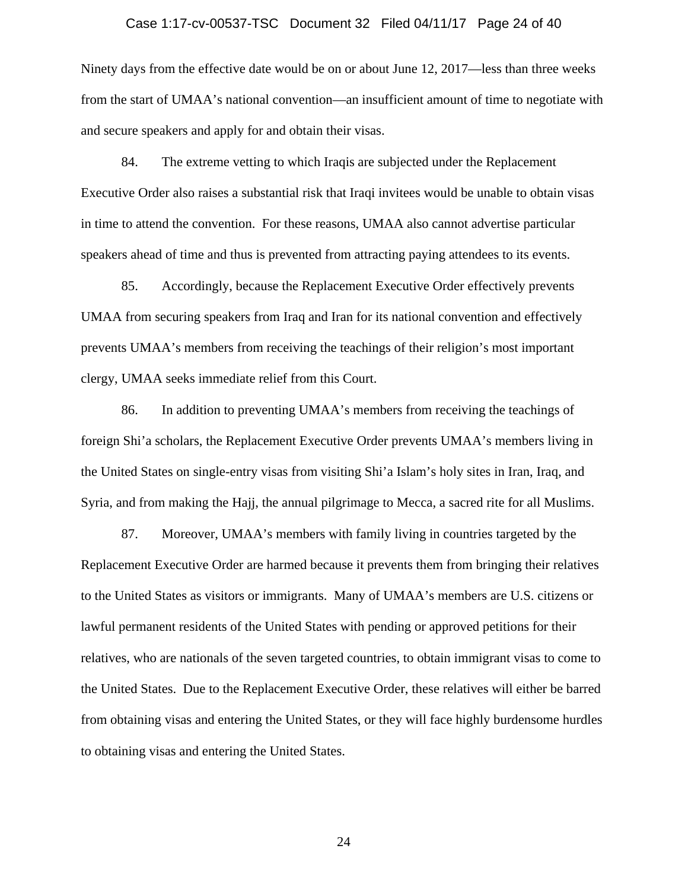Ninety days from the effective date would be on or about June 12, 2017—less than three weeks from the start of UMAA's national convention—an insufficient amount of time to negotiate with and secure speakers and apply for and obtain their visas.

84. The extreme vetting to which Iraqis are subjected under the Replacement Executive Order also raises a substantial risk that Iraqi invitees would be unable to obtain visas in time to attend the convention. For these reasons, UMAA also cannot advertise particular speakers ahead of time and thus is prevented from attracting paying attendees to its events.

85. Accordingly, because the Replacement Executive Order effectively prevents UMAA from securing speakers from Iraq and Iran for its national convention and effectively prevents UMAA's members from receiving the teachings of their religion's most important clergy, UMAA seeks immediate relief from this Court.

86. In addition to preventing UMAA's members from receiving the teachings of foreign Shi'a scholars, the Replacement Executive Order prevents UMAA's members living in the United States on single-entry visas from visiting Shi'a Islam's holy sites in Iran, Iraq, and Syria, and from making the Hajj, the annual pilgrimage to Mecca, a sacred rite for all Muslims.

87. Moreover, UMAA's members with family living in countries targeted by the Replacement Executive Order are harmed because it prevents them from bringing their relatives to the United States as visitors or immigrants. Many of UMAA's members are U.S. citizens or lawful permanent residents of the United States with pending or approved petitions for their relatives, who are nationals of the seven targeted countries, to obtain immigrant visas to come to the United States. Due to the Replacement Executive Order, these relatives will either be barred from obtaining visas and entering the United States, or they will face highly burdensome hurdles to obtaining visas and entering the United States.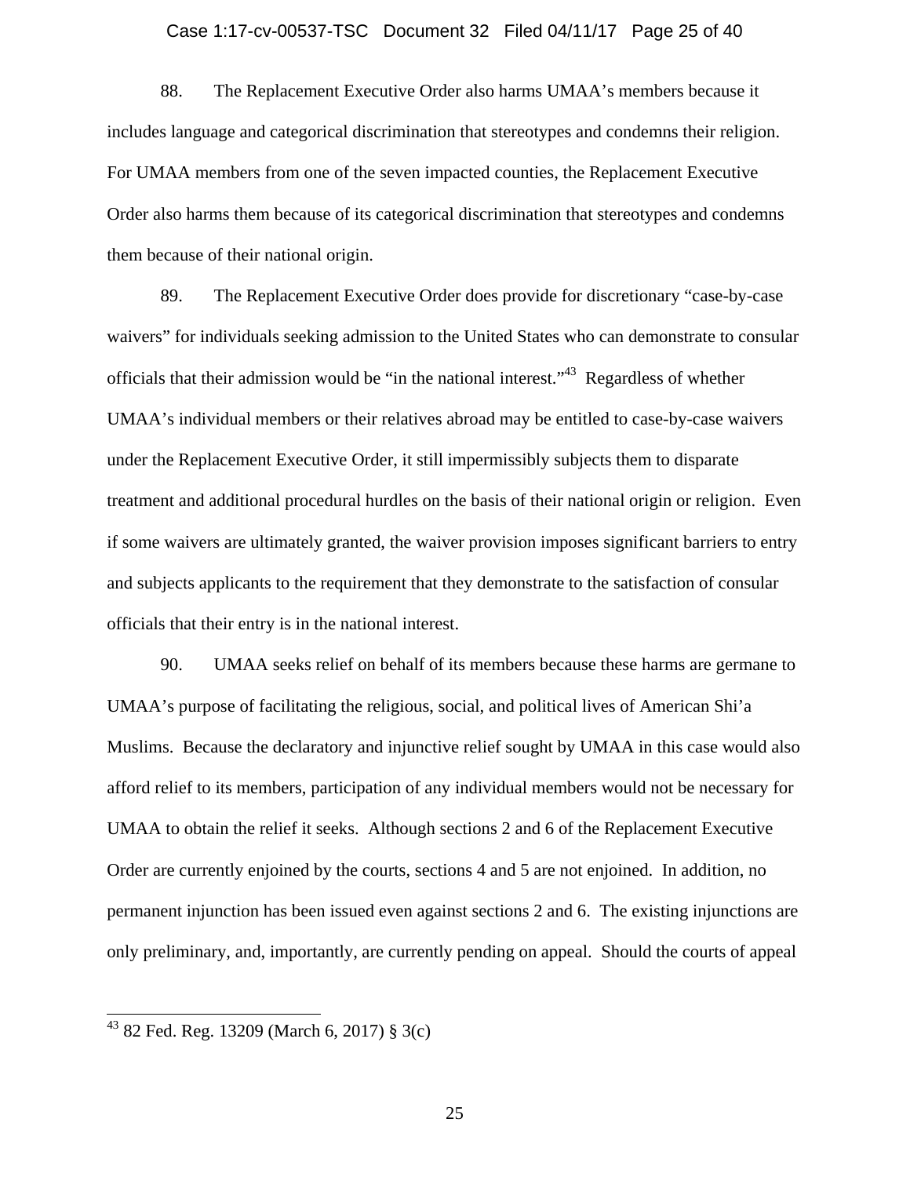88. The Replacement Executive Order also harms UMAA's members because it includes language and categorical discrimination that stereotypes and condemns their religion. For UMAA members from one of the seven impacted counties, the Replacement Executive Order also harms them because of its categorical discrimination that stereotypes and condemns them because of their national origin.

89. The Replacement Executive Order does provide for discretionary "case-by-case waivers" for individuals seeking admission to the United States who can demonstrate to consular officials that their admission would be "in the national interest."[43] Regardless of whether UMAA's individual members or their relatives abroad may be entitled to case-by-case waivers under the Replacement Executive Order, it still impermissibly subjects them to disparate treatment and additional procedural hurdles on the basis of their national origin or religion. Even if some waivers are ultimately granted, the waiver provision imposes significant barriers to entry and subjects applicants to the requirement that they demonstrate to the satisfaction of consular officials that their entry is in the national interest.

90. UMAA seeks relief on behalf of its members because these harms are germane to UMAA's purpose of facilitating the religious, social, and political lives of American Shi'a Muslims. Because the declaratory and injunctive relief sought by UMAA in this case would also afford relief to its members, participation of any individual members would not be necessary for UMAA to obtain the relief it seeks. Although sections 2 and 6 of the Replacement Executive Order are currently enjoined by the courts, sections 4 and 5 are not enjoined. In addition, no permanent injunction has been issued even against sections 2 and 6. The existing injunctions are only preliminary, and, importantly, are currently pending on appeal. Should the courts of appeal

[43] 82 Fed. Reg. 13209 (March 6, 2017) § 3(c)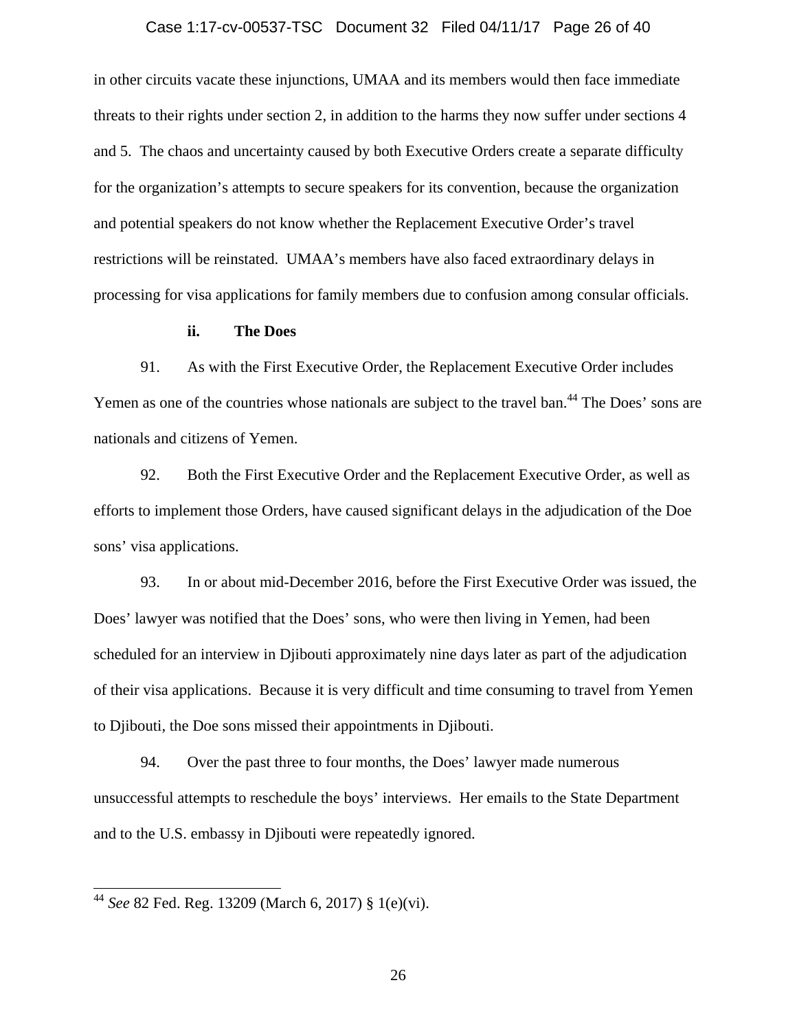in other circuits vacate these injunctions, UMAA and its members would then face immediate threats to their rights under section 2, in addition to the harms they now suffer under sections 4 and 5. The chaos and uncertainty caused by both Executive Orders create a separate difficulty for the organization's attempts to secure speakers for its convention, because the organization and potential speakers do not know whether the Replacement Executive Order's travel restrictions will be reinstated. UMAA's members have also faced extraordinary delays in processing for visa applications for family members due to confusion among consular officials.

**ii. The Does**

91. As with the First Executive Order, the Replacement Executive Order includes Yemen as one of the countries whose nationals are subject to the travel ban.[44] The Does' sons are nationals and citizens of Yemen.

92. Both the First Executive Order and the Replacement Executive Order, as well as efforts to implement those Orders, have caused significant delays in the adjudication of the Doe sons' visa applications.

93. In or about mid-December 2016, before the First Executive Order was issued, the Does' lawyer was notified that the Does' sons, who were then living in Yemen, had been scheduled for an interview in Djibouti approximately nine days later as part of the adjudication of their visa applications. Because it is very difficult and time consuming to travel from Yemen to Djibouti, the Doe sons missed their appointments in Djibouti.

94. Over the past three to four months, the Does' lawyer made numerous unsuccessful attempts to reschedule the boys' interviews. Her emails to the State Department and to the U.S. embassy in Djibouti were repeatedly ignored.

---

[44] *See* 82 Fed. Reg. 13209 (March 6, 2017) § 1(e)(vi).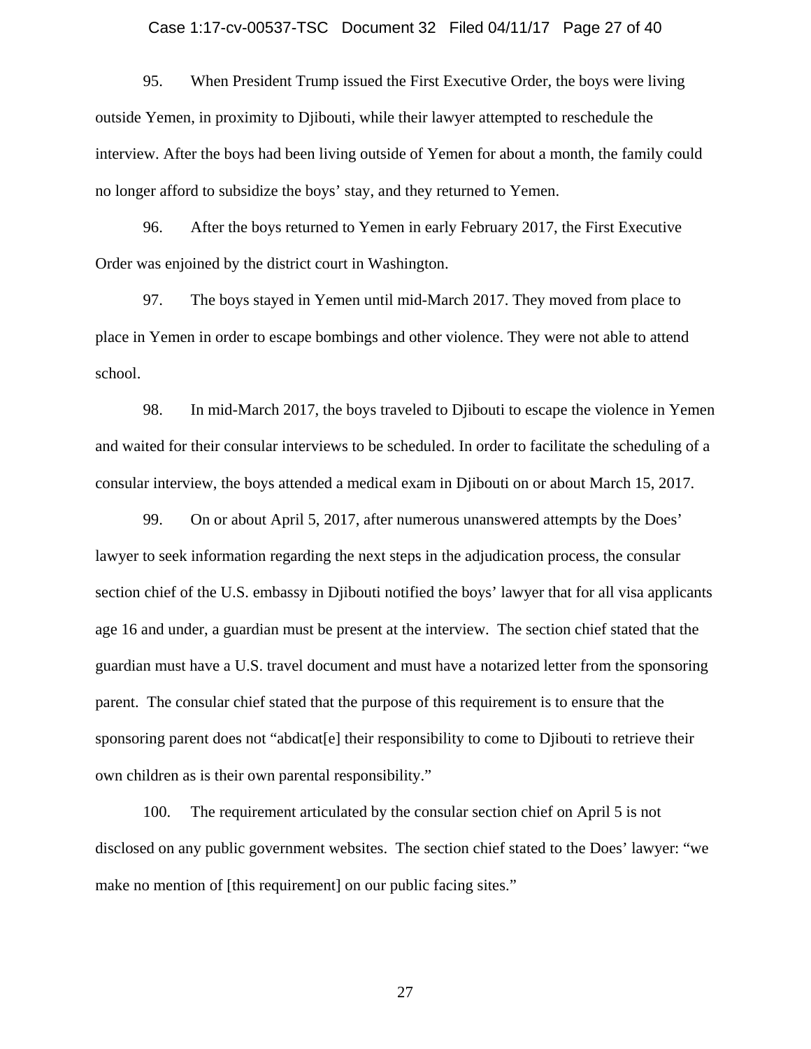95. When President Trump issued the First Executive Order, the boys were living outside Yemen, in proximity to Djibouti, while their lawyer attempted to reschedule the interview. After the boys had been living outside of Yemen for about a month, the family could no longer afford to subsidize the boys' stay, and they returned to Yemen.

96. After the boys returned to Yemen in early February 2017, the First Executive Order was enjoined by the district court in Washington.

97. The boys stayed in Yemen until mid-March 2017. They moved from place to place in Yemen in order to escape bombings and other violence. They were not able to attend school.

98. In mid-March 2017, the boys traveled to Djibouti to escape the violence in Yemen and waited for their consular interviews to be scheduled. In order to facilitate the scheduling of a consular interview, the boys attended a medical exam in Djibouti on or about March 15, 2017.

99. On or about April 5, 2017, after numerous unanswered attempts by the Does' lawyer to seek information regarding the next steps in the adjudication process, the consular section chief of the U.S. embassy in Djibouti notified the boys' lawyer that for all visa applicants age 16 and under, a guardian must be present at the interview. The section chief stated that the guardian must have a U.S. travel document and must have a notarized letter from the sponsoring parent. The consular chief stated that the purpose of this requirement is to ensure that the sponsoring parent does not "abdicat[e] their responsibility to come to Djibouti to retrieve their own children as is their own parental responsibility."

100. The requirement articulated by the consular section chief on April 5 is not disclosed on any public government websites. The section chief stated to the Does' lawyer: "we make no mention of [this requirement] on our public facing sites."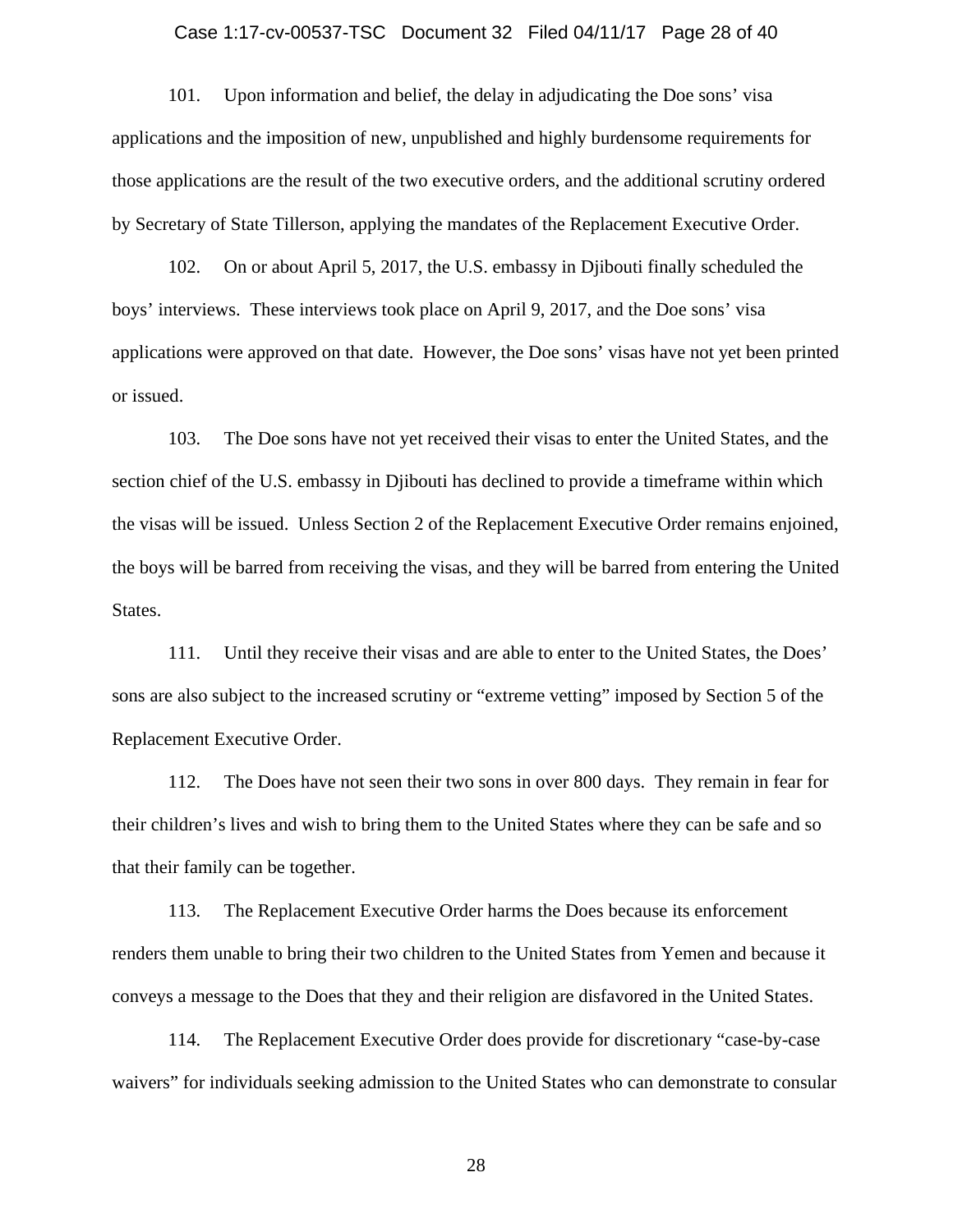101. Upon information and belief, the delay in adjudicating the Doe sons' visa applications and the imposition of new, unpublished and highly burdensome requirements for those applications are the result of the two executive orders, and the additional scrutiny ordered by Secretary of State Tillerson, applying the mandates of the Replacement Executive Order.

102. On or about April 5, 2017, the U.S. embassy in Djibouti finally scheduled the boys' interviews. These interviews took place on April 9, 2017, and the Doe sons' visa applications were approved on that date. However, the Doe sons' visas have not yet been printed or issued.

103. The Doe sons have not yet received their visas to enter the United States, and the section chief of the U.S. embassy in Djibouti has declined to provide a timeframe within which the visas will be issued. Unless Section 2 of the Replacement Executive Order remains enjoined, the boys will be barred from receiving the visas, and they will be barred from entering the United States.

111. Until they receive their visas and are able to enter to the United States, the Does' sons are also subject to the increased scrutiny or "extreme vetting" imposed by Section 5 of the Replacement Executive Order.

112. The Does have not seen their two sons in over 800 days. They remain in fear for their children's lives and wish to bring them to the United States where they can be safe and so that their family can be together.

113. The Replacement Executive Order harms the Does because its enforcement renders them unable to bring their two children to the United States from Yemen and because it conveys a message to the Does that they and their religion are disfavored in the United States.

114. The Replacement Executive Order does provide for discretionary "case-by-case waivers" for individuals seeking admission to the United States who can demonstrate to consular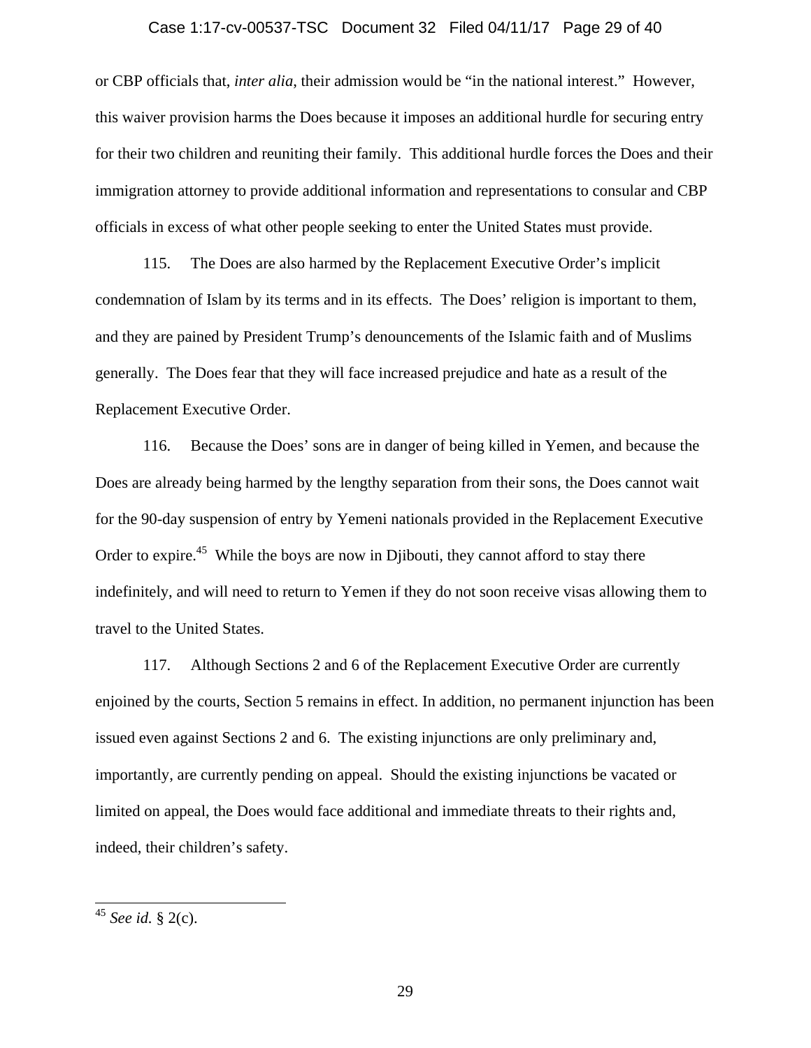or CBP officials that, *inter alia*, their admission would be "in the national interest." However, this waiver provision harms the Does because it imposes an additional hurdle for securing entry for their two children and reuniting their family. This additional hurdle forces the Does and their immigration attorney to provide additional information and representations to consular and CBP officials in excess of what other people seeking to enter the United States must provide.

115. The Does are also harmed by the Replacement Executive Order's implicit condemnation of Islam by its terms and in its effects. The Does' religion is important to them, and they are pained by President Trump's denouncements of the Islamic faith and of Muslims generally. The Does fear that they will face increased prejudice and hate as a result of the Replacement Executive Order.

116. Because the Does' sons are in danger of being killed in Yemen, and because the Does are already being harmed by the lengthy separation from their sons, the Does cannot wait for the 90-day suspension of entry by Yemeni nationals provided in the Replacement Executive Order to expire.[45] While the boys are now in Djibouti, they cannot afford to stay there indefinitely, and will need to return to Yemen if they do not soon receive visas allowing them to travel to the United States.

117. Although Sections 2 and 6 of the Replacement Executive Order are currently enjoined by the courts, Section 5 remains in effect. In addition, no permanent injunction has been issued even against Sections 2 and 6. The existing injunctions are only preliminary and, importantly, are currently pending on appeal. Should the existing injunctions be vacated or limited on appeal, the Does would face additional and immediate threats to their rights and, indeed, their children's safety.

---

[45] *See id.* § 2(c).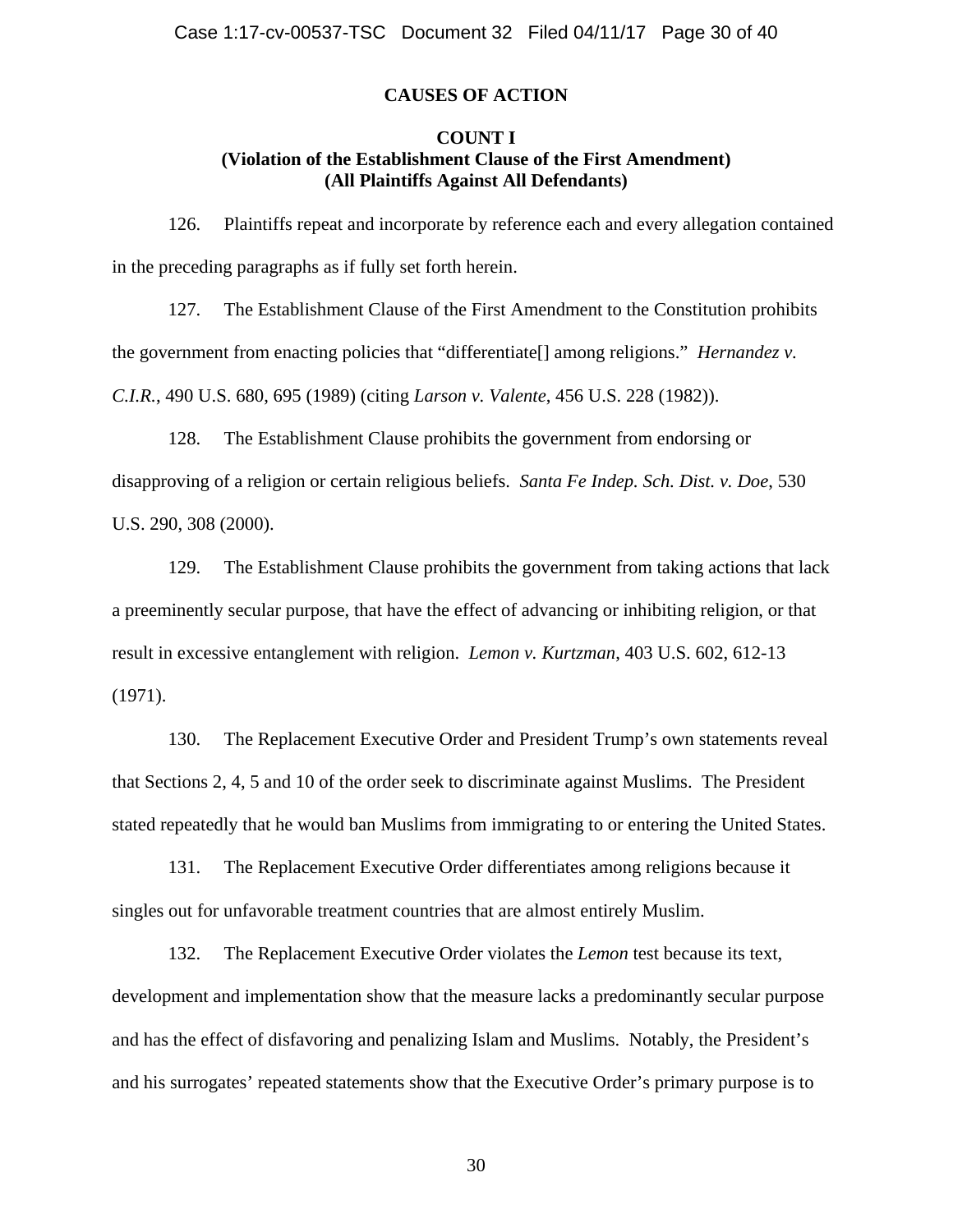## CAUSES OF ACTION

### COUNT I
### (Violation of the Establishment Clause of the First Amendment)
### (All Plaintiffs Against All Defendants)

126. Plaintiffs repeat and incorporate by reference each and every allegation contained in the preceding paragraphs as if fully set forth herein.

127. The Establishment Clause of the First Amendment to the Constitution prohibits the government from enacting policies that "differentiate[] among religions." *Hernandez v. C.I.R.*, 490 U.S. 680, 695 (1989) (citing *Larson v. Valente*, 456 U.S. 228 (1982)).

128. The Establishment Clause prohibits the government from endorsing or disapproving of a religion or certain religious beliefs. *Santa Fe Indep. Sch. Dist. v. Doe*, 530 U.S. 290, 308 (2000).

129. The Establishment Clause prohibits the government from taking actions that lack a preeminently secular purpose, that have the effect of advancing or inhibiting religion, or that result in excessive entanglement with religion. *Lemon v. Kurtzman*, 403 U.S. 602, 612-13 (1971).

130. The Replacement Executive Order and President Trump's own statements reveal that Sections 2, 4, 5 and 10 of the order seek to discriminate against Muslims. The President stated repeatedly that he would ban Muslims from immigrating to or entering the United States.

131. The Replacement Executive Order differentiates among religions because it singles out for unfavorable treatment countries that are almost entirely Muslim.

132. The Replacement Executive Order violates the *Lemon* test because its text, development and implementation show that the measure lacks a predominantly secular purpose and has the effect of disfavoring and penalizing Islam and Muslims. Notably, the President's and his surrogates' repeated statements show that the Executive Order's primary purpose is to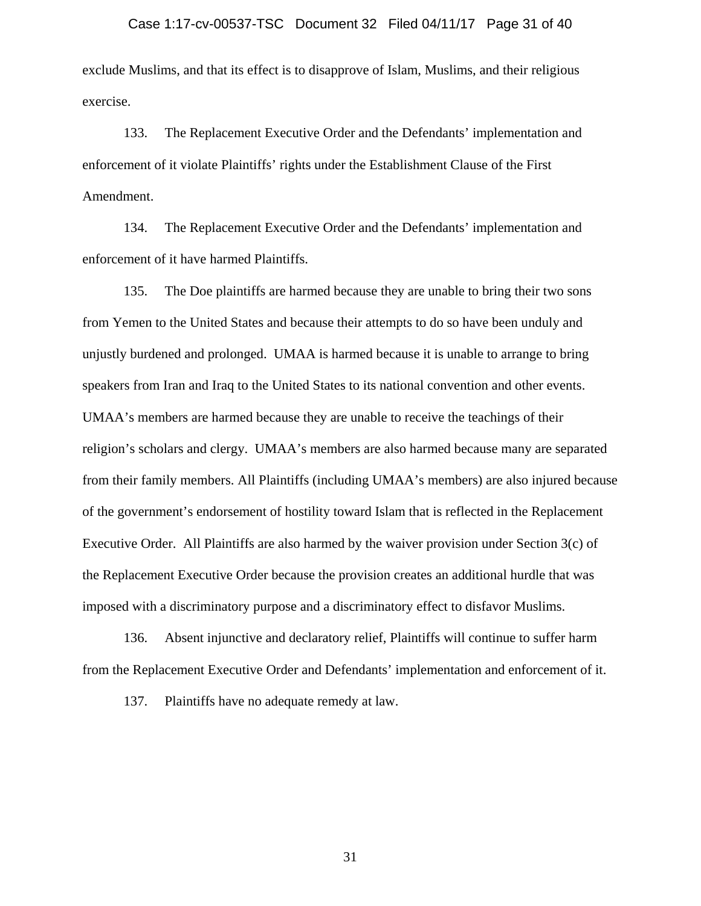exclude Muslims, and that its effect is to disapprove of Islam, Muslims, and their religious exercise.

133. The Replacement Executive Order and the Defendants' implementation and enforcement of it violate Plaintiffs' rights under the Establishment Clause of the First Amendment.

134. The Replacement Executive Order and the Defendants' implementation and enforcement of it have harmed Plaintiffs.

135. The Doe plaintiffs are harmed because they are unable to bring their two sons from Yemen to the United States and because their attempts to do so have been unduly and unjustly burdened and prolonged. UMAA is harmed because it is unable to arrange to bring speakers from Iran and Iraq to the United States to its national convention and other events. UMAA's members are harmed because they are unable to receive the teachings of their religion's scholars and clergy. UMAA's members are also harmed because many are separated from their family members. All Plaintiffs (including UMAA's members) are also injured because of the government's endorsement of hostility toward Islam that is reflected in the Replacement Executive Order. All Plaintiffs are also harmed by the waiver provision under Section 3(c) of the Replacement Executive Order because the provision creates an additional hurdle that was imposed with a discriminatory purpose and a discriminatory effect to disfavor Muslims.

136. Absent injunctive and declaratory relief, Plaintiffs will continue to suffer harm from the Replacement Executive Order and Defendants' implementation and enforcement of it.

137. Plaintiffs have no adequate remedy at law.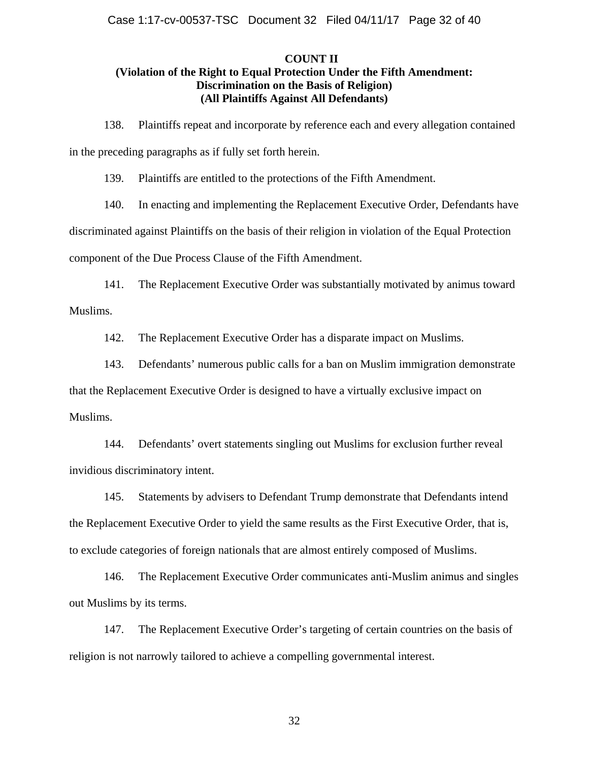**COUNT II**
**(Violation of the Right to Equal Protection Under the Fifth Amendment: Discrimination on the Basis of Religion)**
**(All Plaintiffs Against All Defendants)**

138. Plaintiffs repeat and incorporate by reference each and every allegation contained in the preceding paragraphs as if fully set forth herein.

139. Plaintiffs are entitled to the protections of the Fifth Amendment.

140. In enacting and implementing the Replacement Executive Order, Defendants have discriminated against Plaintiffs on the basis of their religion in violation of the Equal Protection component of the Due Process Clause of the Fifth Amendment.

141. The Replacement Executive Order was substantially motivated by animus toward Muslims.

142. The Replacement Executive Order has a disparate impact on Muslims.

143. Defendants' numerous public calls for a ban on Muslim immigration demonstrate that the Replacement Executive Order is designed to have a virtually exclusive impact on Muslims.

144. Defendants' overt statements singling out Muslims for exclusion further reveal invidious discriminatory intent.

145. Statements by advisers to Defendant Trump demonstrate that Defendants intend the Replacement Executive Order to yield the same results as the First Executive Order, that is, to exclude categories of foreign nationals that are almost entirely composed of Muslims.

146. The Replacement Executive Order communicates anti-Muslim animus and singles out Muslims by its terms.

147. The Replacement Executive Order's targeting of certain countries on the basis of religion is not narrowly tailored to achieve a compelling governmental interest.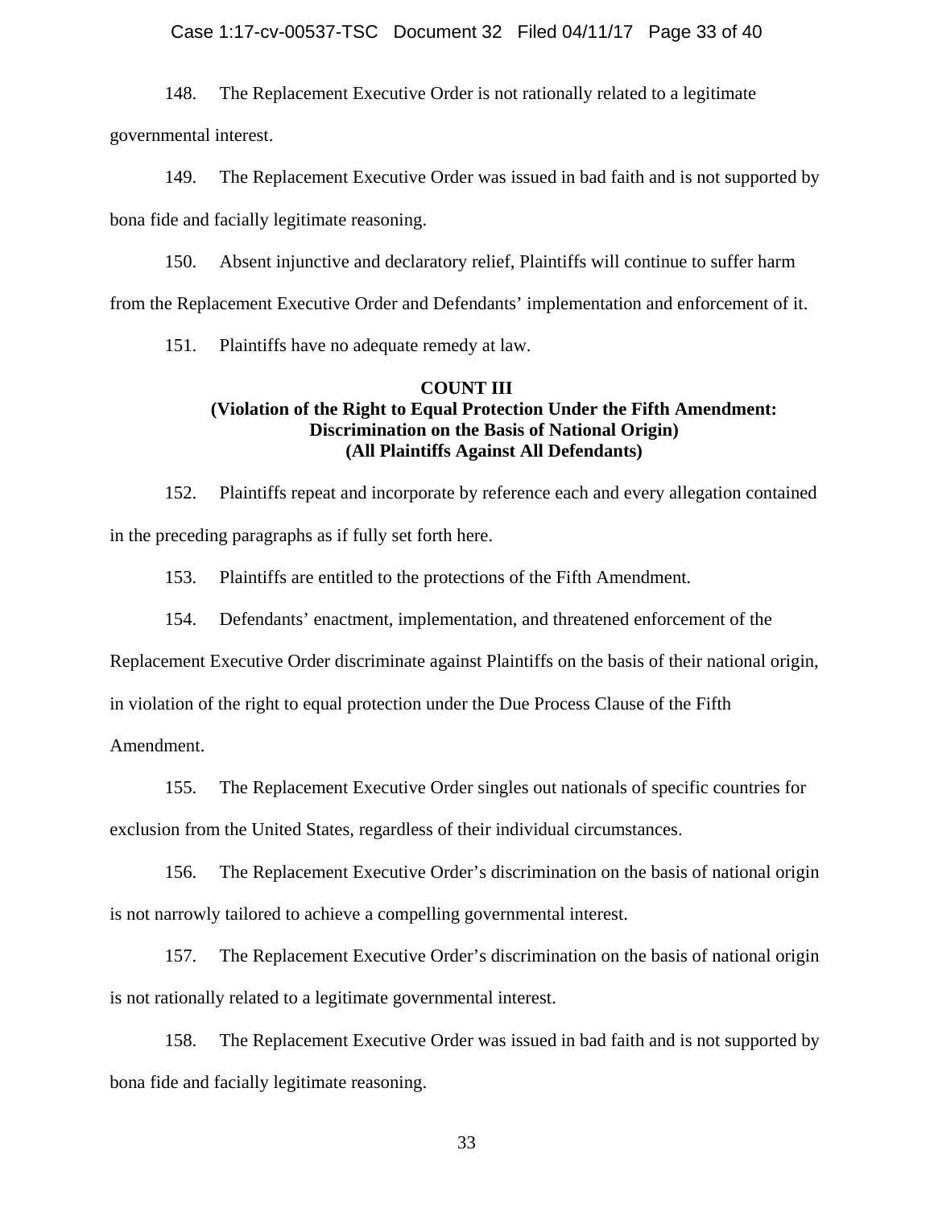148. The Replacement Executive Order is not rationally related to a legitimate governmental interest.

149. The Replacement Executive Order was issued in bad faith and is not supported by bona fide and facially legitimate reasoning.

150. Absent injunctive and declaratory relief, Plaintiffs will continue to suffer harm from the Replacement Executive Order and Defendants' implementation and enforcement of it.

151. Plaintiffs have no adequate remedy at law.

**COUNT III**
**(Violation of the Right to Equal Protection Under the Fifth Amendment: Discrimination on the Basis of National Origin)**
**(All Plaintiffs Against All Defendants)**

152. Plaintiffs repeat and incorporate by reference each and every allegation contained in the preceding paragraphs as if fully set forth here.

153. Plaintiffs are entitled to the protections of the Fifth Amendment.

154. Defendants' enactment, implementation, and threatened enforcement of the Replacement Executive Order discriminate against Plaintiffs on the basis of their national origin, in violation of the right to equal protection under the Due Process Clause of the Fifth Amendment.

155. The Replacement Executive Order singles out nationals of specific countries for exclusion from the United States, regardless of their individual circumstances.

156. The Replacement Executive Order's discrimination on the basis of national origin is not narrowly tailored to achieve a compelling governmental interest.

157. The Replacement Executive Order's discrimination on the basis of national origin is not rationally related to a legitimate governmental interest.

158. The Replacement Executive Order was issued in bad faith and is not supported by bona fide and facially legitimate reasoning.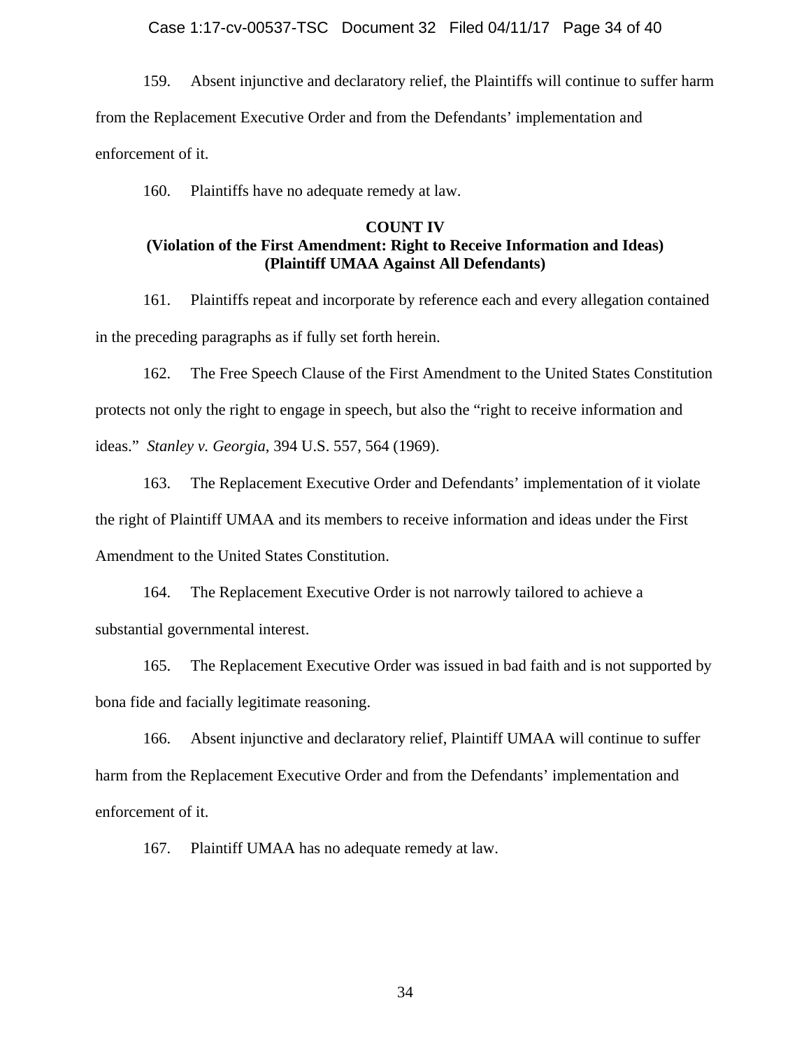159. Absent injunctive and declaratory relief, the Plaintiffs will continue to suffer harm from the Replacement Executive Order and from the Defendants' implementation and enforcement of it.

160. Plaintiffs have no adequate remedy at law.

**COUNT IV**
**(Violation of the First Amendment: Right to Receive Information and Ideas)**
**(Plaintiff UMAA Against All Defendants)**

161. Plaintiffs repeat and incorporate by reference each and every allegation contained in the preceding paragraphs as if fully set forth herein.

162. The Free Speech Clause of the First Amendment to the United States Constitution protects not only the right to engage in speech, but also the "right to receive information and ideas." *Stanley v. Georgia*, 394 U.S. 557, 564 (1969).

163. The Replacement Executive Order and Defendants' implementation of it violate the right of Plaintiff UMAA and its members to receive information and ideas under the First Amendment to the United States Constitution.

164. The Replacement Executive Order is not narrowly tailored to achieve a substantial governmental interest.

165. The Replacement Executive Order was issued in bad faith and is not supported by bona fide and facially legitimate reasoning.

166. Absent injunctive and declaratory relief, Plaintiff UMAA will continue to suffer harm from the Replacement Executive Order and from the Defendants' implementation and enforcement of it.

167. Plaintiff UMAA has no adequate remedy at law.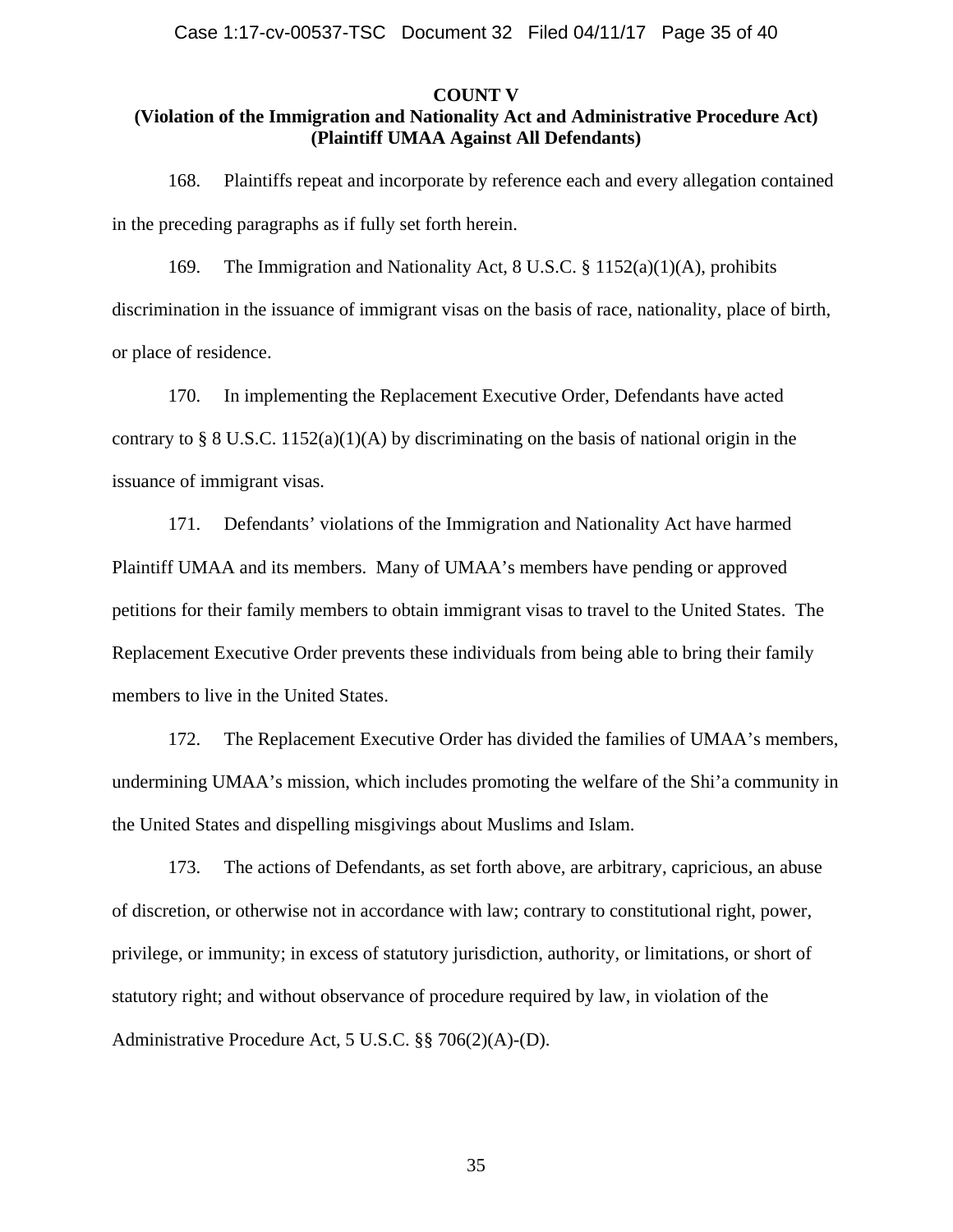**COUNT V**

**(Violation of the Immigration and Nationality Act and Administrative Procedure Act)**
**(Plaintiff UMAA Against All Defendants)**

168. Plaintiffs repeat and incorporate by reference each and every allegation contained in the preceding paragraphs as if fully set forth herein.

169. The Immigration and Nationality Act, 8 U.S.C. § 1152(a)(1)(A), prohibits discrimination in the issuance of immigrant visas on the basis of race, nationality, place of birth, or place of residence.

170. In implementing the Replacement Executive Order, Defendants have acted contrary to § 8 U.S.C. 1152(a)(1)(A) by discriminating on the basis of national origin in the issuance of immigrant visas.

171. Defendants' violations of the Immigration and Nationality Act have harmed Plaintiff UMAA and its members. Many of UMAA's members have pending or approved petitions for their family members to obtain immigrant visas to travel to the United States. The Replacement Executive Order prevents these individuals from being able to bring their family members to live in the United States.

172. The Replacement Executive Order has divided the families of UMAA's members, undermining UMAA's mission, which includes promoting the welfare of the Shi'a community in the United States and dispelling misgivings about Muslims and Islam.

173. The actions of Defendants, as set forth above, are arbitrary, capricious, an abuse of discretion, or otherwise not in accordance with law; contrary to constitutional right, power, privilege, or immunity; in excess of statutory jurisdiction, authority, or limitations, or short of statutory right; and without observance of procedure required by law, in violation of the Administrative Procedure Act, 5 U.S.C. §§ 706(2)(A)-(D).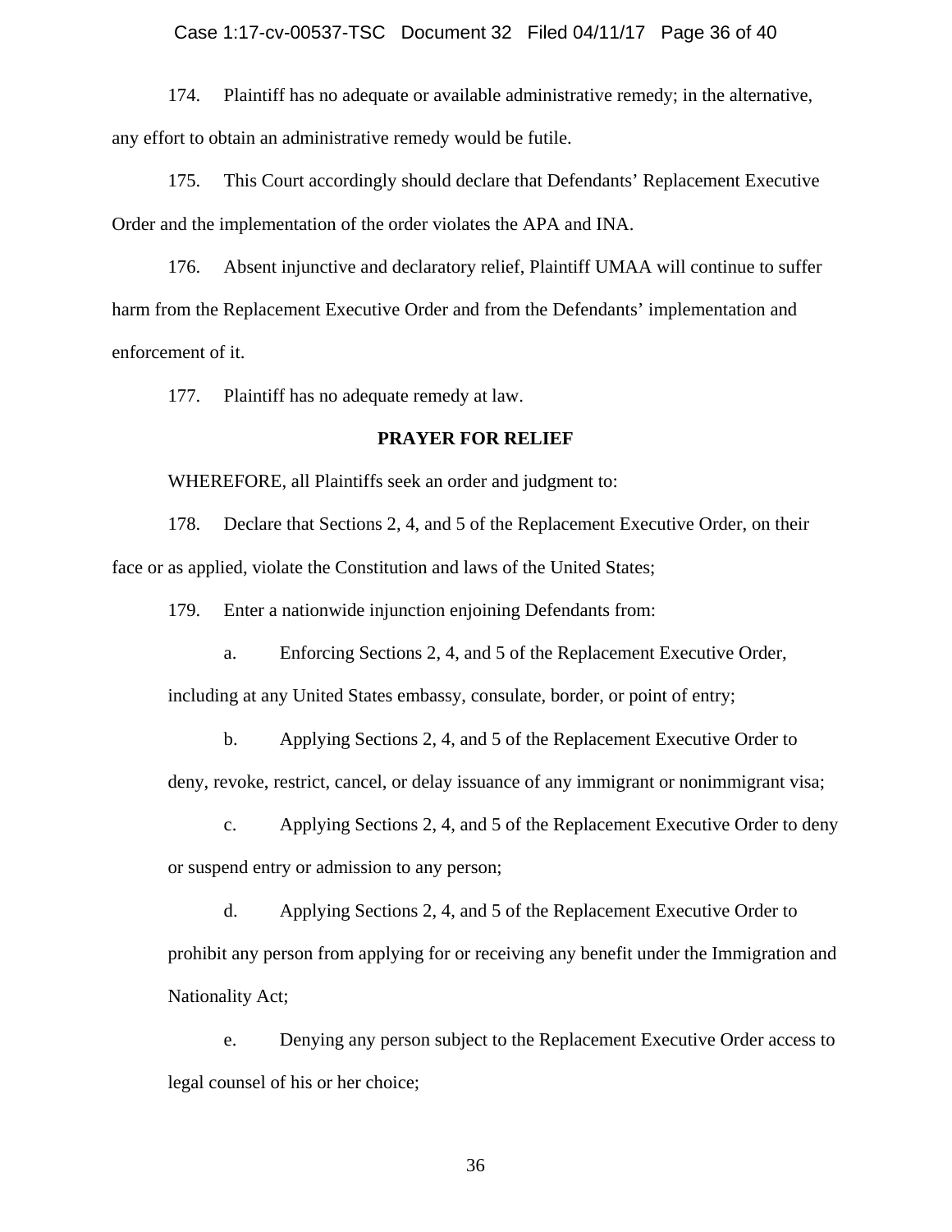174. Plaintiff has no adequate or available administrative remedy; in the alternative, any effort to obtain an administrative remedy would be futile.

175. This Court accordingly should declare that Defendants' Replacement Executive Order and the implementation of the order violates the APA and INA.

176. Absent injunctive and declaratory relief, Plaintiff UMAA will continue to suffer harm from the Replacement Executive Order and from the Defendants' implementation and enforcement of it.

177. Plaintiff has no adequate remedy at law.

## PRAYER FOR RELIEF

WHEREFORE, all Plaintiffs seek an order and judgment to:

178. Declare that Sections 2, 4, and 5 of the Replacement Executive Order, on their face or as applied, violate the Constitution and laws of the United States;

179. Enter a nationwide injunction enjoining Defendants from:

a. Enforcing Sections 2, 4, and 5 of the Replacement Executive Order, including at any United States embassy, consulate, border, or point of entry;

b. Applying Sections 2, 4, and 5 of the Replacement Executive Order to deny, revoke, restrict, cancel, or delay issuance of any immigrant or nonimmigrant visa;

c. Applying Sections 2, 4, and 5 of the Replacement Executive Order to deny or suspend entry or admission to any person;

d. Applying Sections 2, 4, and 5 of the Replacement Executive Order to prohibit any person from applying for or receiving any benefit under the Immigration and Nationality Act;

e. Denying any person subject to the Replacement Executive Order access to legal counsel of his or her choice;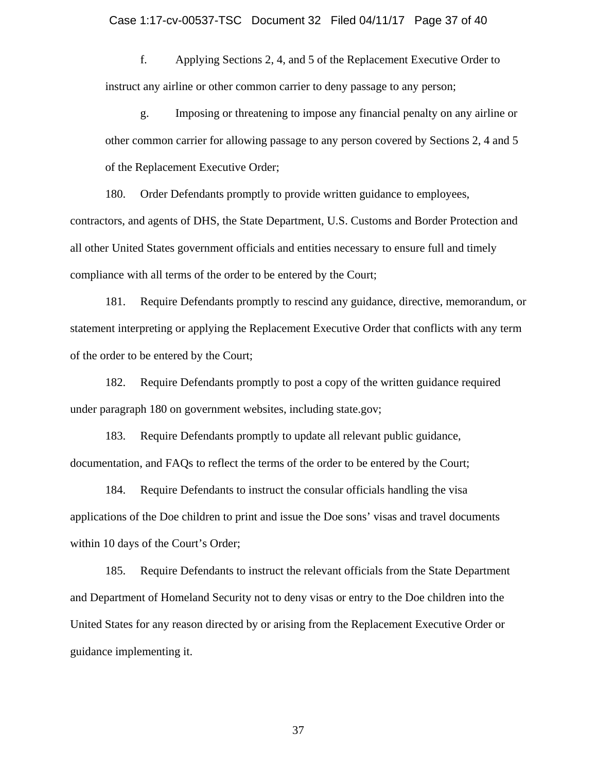f. Applying Sections 2, 4, and 5 of the Replacement Executive Order to instruct any airline or other common carrier to deny passage to any person;

g. Imposing or threatening to impose any financial penalty on any airline or other common carrier for allowing passage to any person covered by Sections 2, 4 and 5 of the Replacement Executive Order;

180. Order Defendants promptly to provide written guidance to employees, contractors, and agents of DHS, the State Department, U.S. Customs and Border Protection and all other United States government officials and entities necessary to ensure full and timely compliance with all terms of the order to be entered by the Court;

181. Require Defendants promptly to rescind any guidance, directive, memorandum, or statement interpreting or applying the Replacement Executive Order that conflicts with any term of the order to be entered by the Court;

182. Require Defendants promptly to post a copy of the written guidance required under paragraph 180 on government websites, including state.gov;

183. Require Defendants promptly to update all relevant public guidance, documentation, and FAQs to reflect the terms of the order to be entered by the Court;

184. Require Defendants to instruct the consular officials handling the visa applications of the Doe children to print and issue the Doe sons' visas and travel documents within 10 days of the Court's Order;

185. Require Defendants to instruct the relevant officials from the State Department and Department of Homeland Security not to deny visas or entry to the Doe children into the United States for any reason directed by or arising from the Replacement Executive Order or guidance implementing it.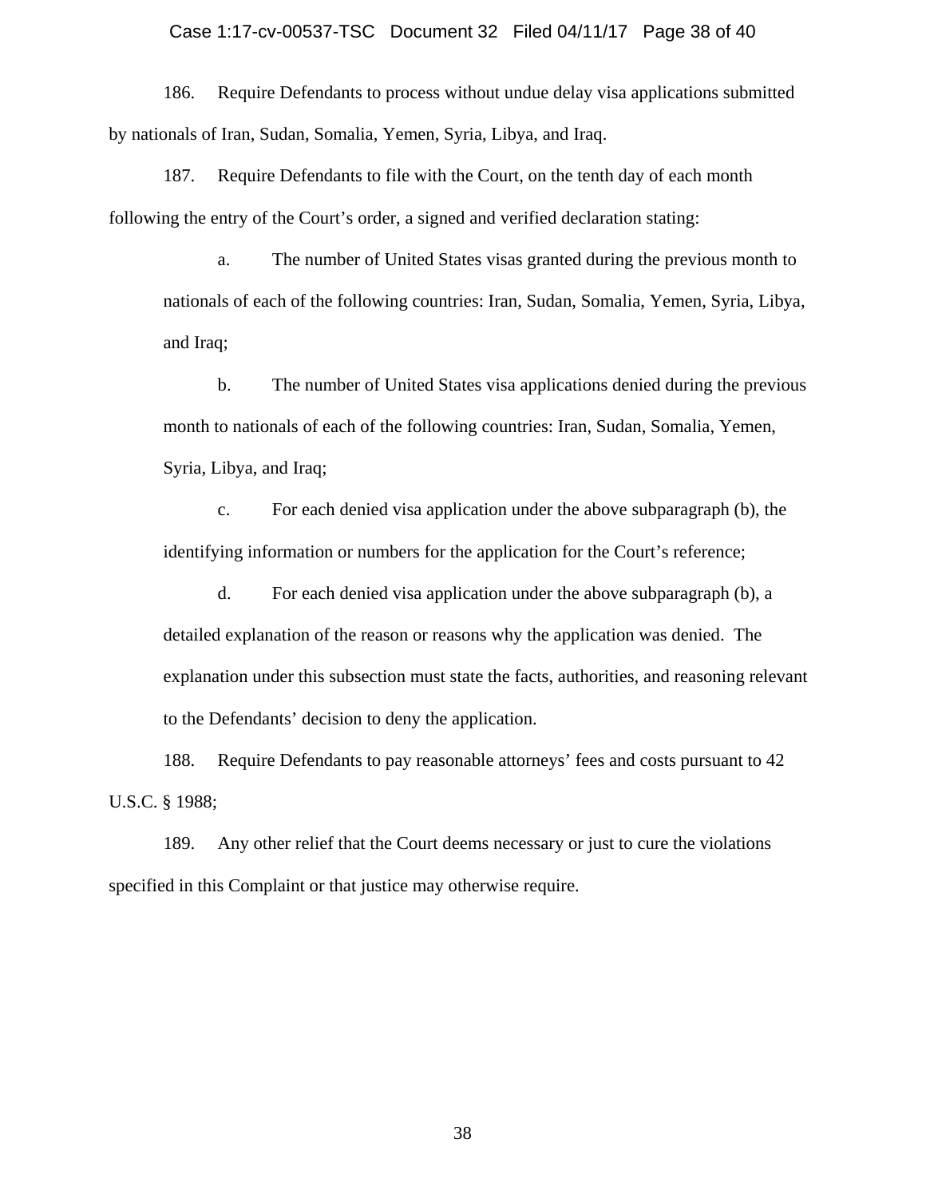186. Require Defendants to process without undue delay visa applications submitted by nationals of Iran, Sudan, Somalia, Yemen, Syria, Libya, and Iraq.

187. Require Defendants to file with the Court, on the tenth day of each month following the entry of the Court's order, a signed and verified declaration stating:

> a. The number of United States visas granted during the previous month to nationals of each of the following countries: Iran, Sudan, Somalia, Yemen, Syria, Libya, and Iraq;
>
> b. The number of United States visa applications denied during the previous month to nationals of each of the following countries: Iran, Sudan, Somalia, Yemen, Syria, Libya, and Iraq;
>
> c. For each denied visa application under the above subparagraph (b), the identifying information or numbers for the application for the Court's reference;
>
> d. For each denied visa application under the above subparagraph (b), a detailed explanation of the reason or reasons why the application was denied. The explanation under this subsection must state the facts, authorities, and reasoning relevant to the Defendants' decision to deny the application.

188. Require Defendants to pay reasonable attorneys' fees and costs pursuant to 42 U.S.C. § 1988;

189. Any other relief that the Court deems necessary or just to cure the violations specified in this Complaint or that justice may otherwise require.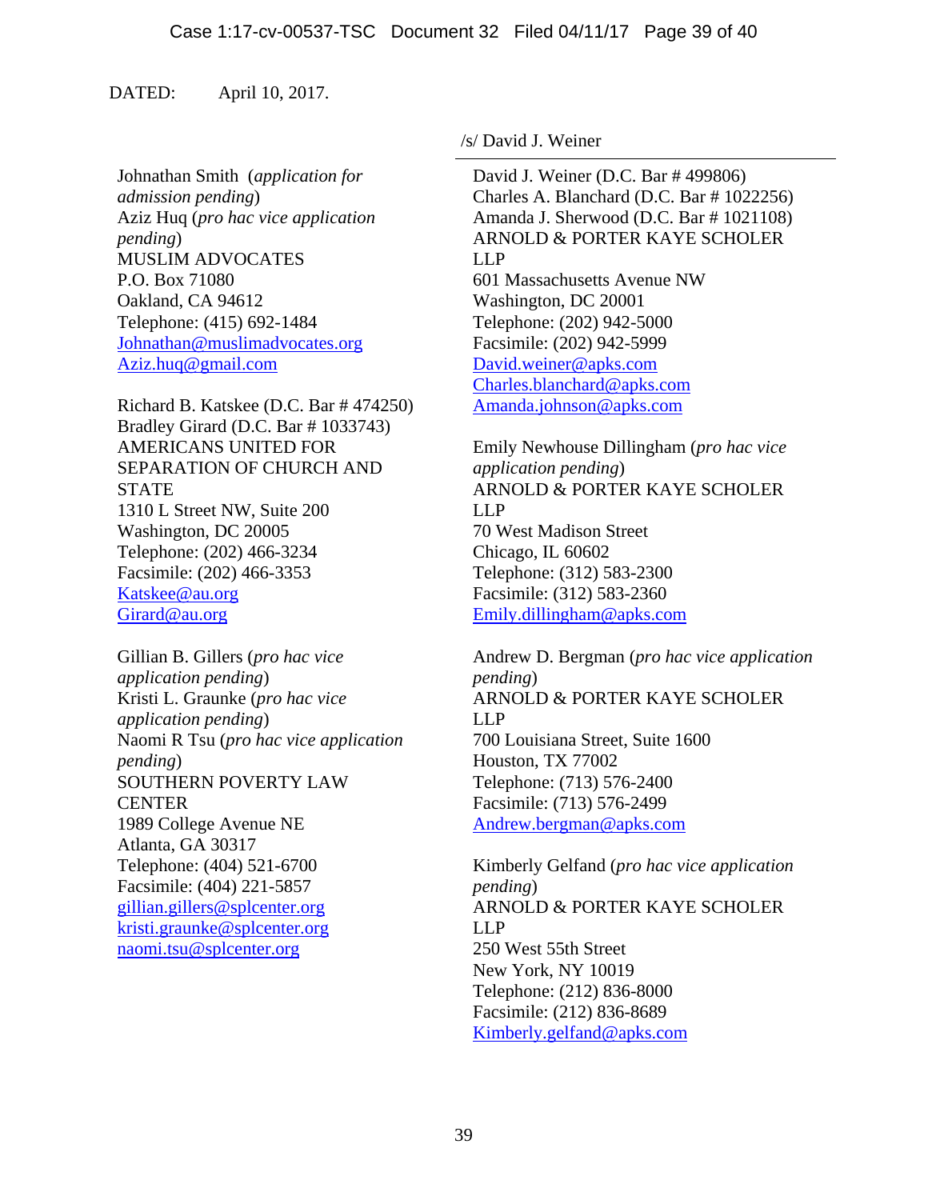DATED: April 10, 2017.

/s/ David J. Weiner

---

David J. Weiner (D.C. Bar # 499806)
Charles A. Blanchard (D.C. Bar # 1022256)
Amanda J. Sherwood (D.C. Bar # 1021108)
ARNOLD & PORTER KAYE SCHOLER LLP
601 Massachusetts Avenue NW
Washington, DC 20001
Telephone: (202) 942-5000
Facsimile: (202) 942-5999
David.weiner@apks.com
Charles.blanchard@apks.com
Amanda.johnson@apks.com

Emily Newhouse Dillingham (*pro hac vice application pending*)
ARNOLD & PORTER KAYE SCHOLER LLP
70 West Madison Street
Chicago, IL 60602
Telephone: (312) 583-2300
Facsimile: (312) 583-2360
Emily.dillingham@apks.com

Andrew D. Bergman (*pro hac vice application pending*)
ARNOLD & PORTER KAYE SCHOLER LLP
700 Louisiana Street, Suite 1600
Houston, TX 77002
Telephone: (713) 576-2400
Facsimile: (713) 576-2499
Andrew.bergman@apks.com

Kimberly Gelfand (*pro hac vice application pending*)
ARNOLD & PORTER KAYE SCHOLER LLP
250 West 55th Street
New York, NY 10019
Telephone: (212) 836-8000
Facsimile: (212) 836-8689
Kimberly.gelfand@apks.com

Johnathan Smith (*application for admission pending*)
Aziz Huq (*pro hac vice application pending*)
MUSLIM ADVOCATES
P.O. Box 71080
Oakland, CA 94612
Telephone: (415) 692-1484
Johnathan@muslimadvocates.org
Aziz.huq@gmail.com

Richard B. Katskee (D.C. Bar # 474250)
Bradley Girard (D.C. Bar # 1033743)
AMERICANS UNITED FOR SEPARATION OF CHURCH AND STATE
1310 L Street NW, Suite 200
Washington, DC 20005
Telephone: (202) 466-3234
Facsimile: (202) 466-3353
Katskee@au.org
Girard@au.org

Gillian B. Gillers (*pro hac vice application pending*)
Kristi L. Graunke (*pro hac vice application pending*)
Naomi R Tsu (*pro hac vice application pending*)
SOUTHERN POVERTY LAW CENTER
1989 College Avenue NE
Atlanta, GA 30317
Telephone: (404) 521-6700
Facsimile: (404) 221-5857
gillian.gillers@splcenter.org
kristi.graunke@splcenter.org
naomi.tsu@splcenter.org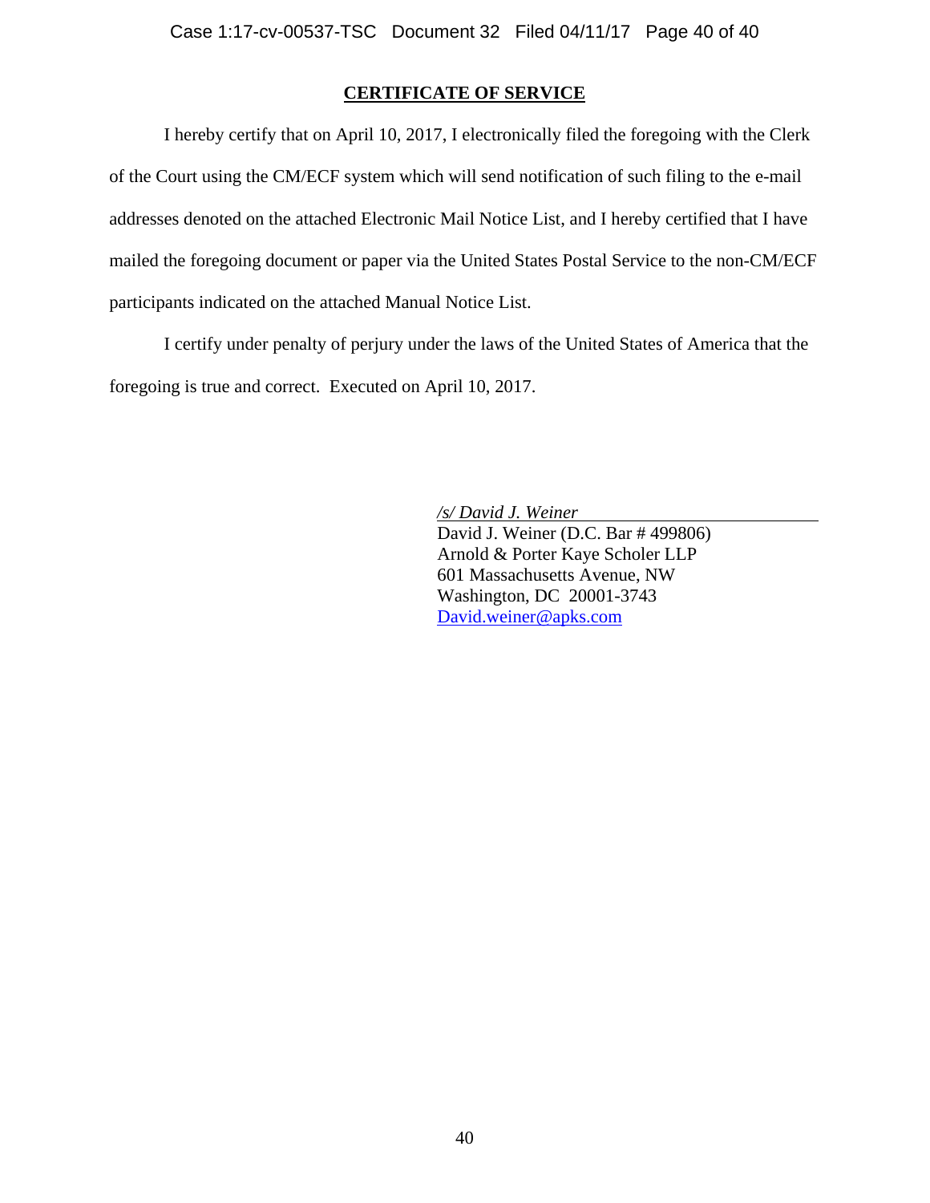## CERTIFICATE OF SERVICE

I hereby certify that on April 10, 2017, I electronically filed the foregoing with the Clerk of the Court using the CM/ECF system which will send notification of such filing to the e-mail addresses denoted on the attached Electronic Mail Notice List, and I hereby certified that I have mailed the foregoing document or paper via the United States Postal Service to the non-CM/ECF participants indicated on the attached Manual Notice List.

I certify under penalty of perjury under the laws of the United States of America that the foregoing is true and correct. Executed on April 10, 2017.

*/s/ David J. Weiner*
David J. Weiner (D.C. Bar # 499806)
Arnold & Porter Kaye Scholer LLP
601 Massachusetts Avenue, NW
Washington, DC 20001-3743
David.weiner@apks.com